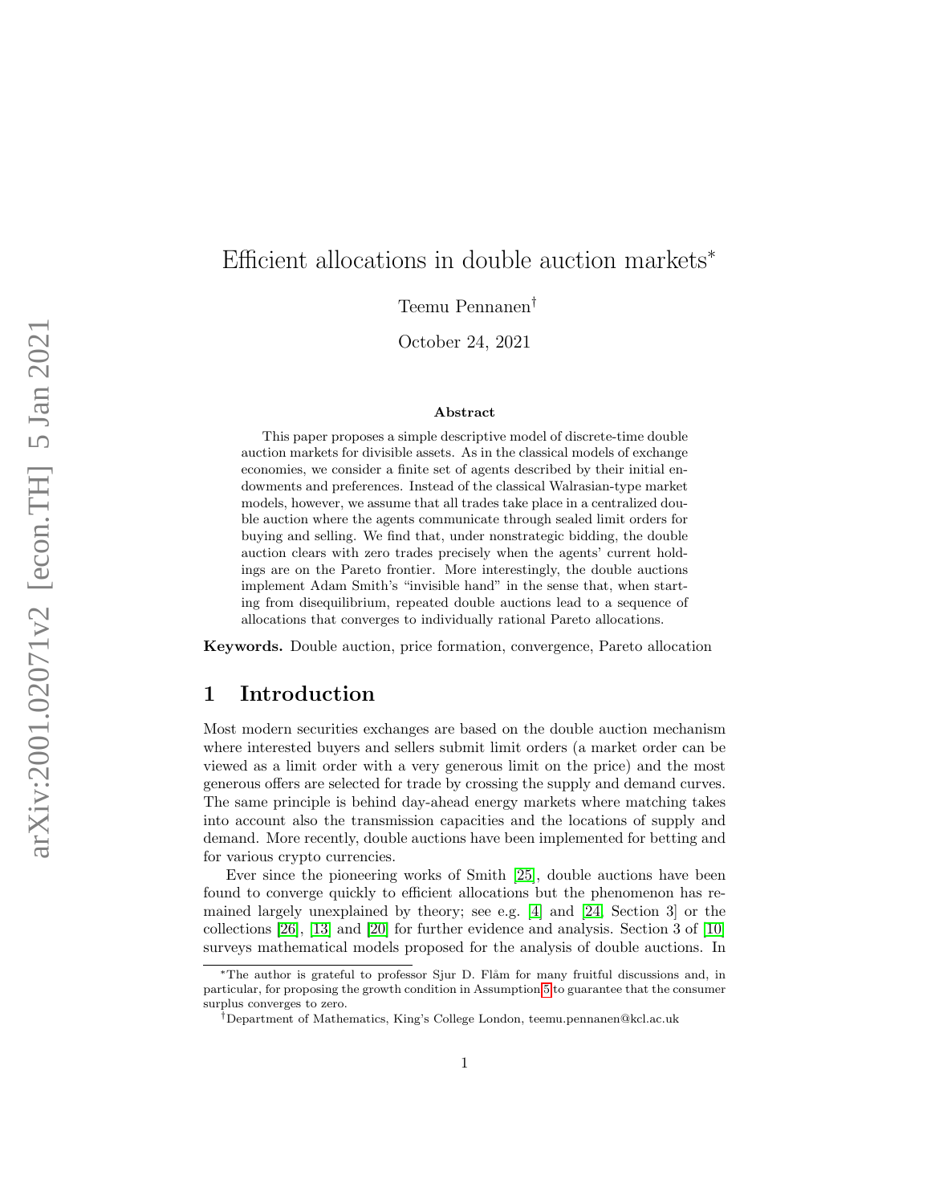# Efficient allocations in double auction markets*

Teemu Pennanen†

October 24, 2021

### Abstract

This paper proposes a simple descriptive model of discrete-time double auction markets for divisible assets. As in the classical models of exchange economies, we consider a finite set of agents described by their initial endowments and preferences. Instead of the classical Walrasian-type market models, however, we assume that all trades take place in a centralized double auction where the agents communicate through sealed limit orders for buying and selling. We find that, under nonstrategic bidding, the double auction clears with zero trades precisely when the agents' current holdings are on the Pareto frontier. More interestingly, the double auctions implement Adam Smith's "invisible hand" in the sense that, when starting from disequilibrium, repeated double auctions lead to a sequence of allocations that converges to individually rational Pareto allocations.

**Keywords.** Double auction, price formation, convergence, Pareto allocation

## 1 Introduction

Most modern securities exchanges are based on the double auction mechanism where interested buyers and sellers submit limit orders (a market order can be viewed as a limit order with a very generous limit on the price) and the most generous offers are selected for trade by crossing the supply and demand curves. The same principle is behind day-ahead energy markets where matching takes into account also the transmission capacities and the locations of supply and demand. More recently, double auctions have been implemented for betting and for various crypto currencies.

Ever since the pioneering works of Smith [25], double auctions have been found to converge quickly to efficient allocations but the phenomenon has remained largely unexplained by theory; see e.g. [4] and [24, Section 3] or the collections [26], [13] and [20] for further evidence and analysis. Section 3 of [10] surveys mathematical models proposed for the analysis of double auctions. In

*The author is grateful to professor Sjur D. Flåm for many fruitful discussions and, in particular, for proposing the growth condition in Assumption 5 to guarantee that the consumer surplus converges to zero.

†Department of Mathematics, King's College London, teemu.pennanen@kcl.ac.uk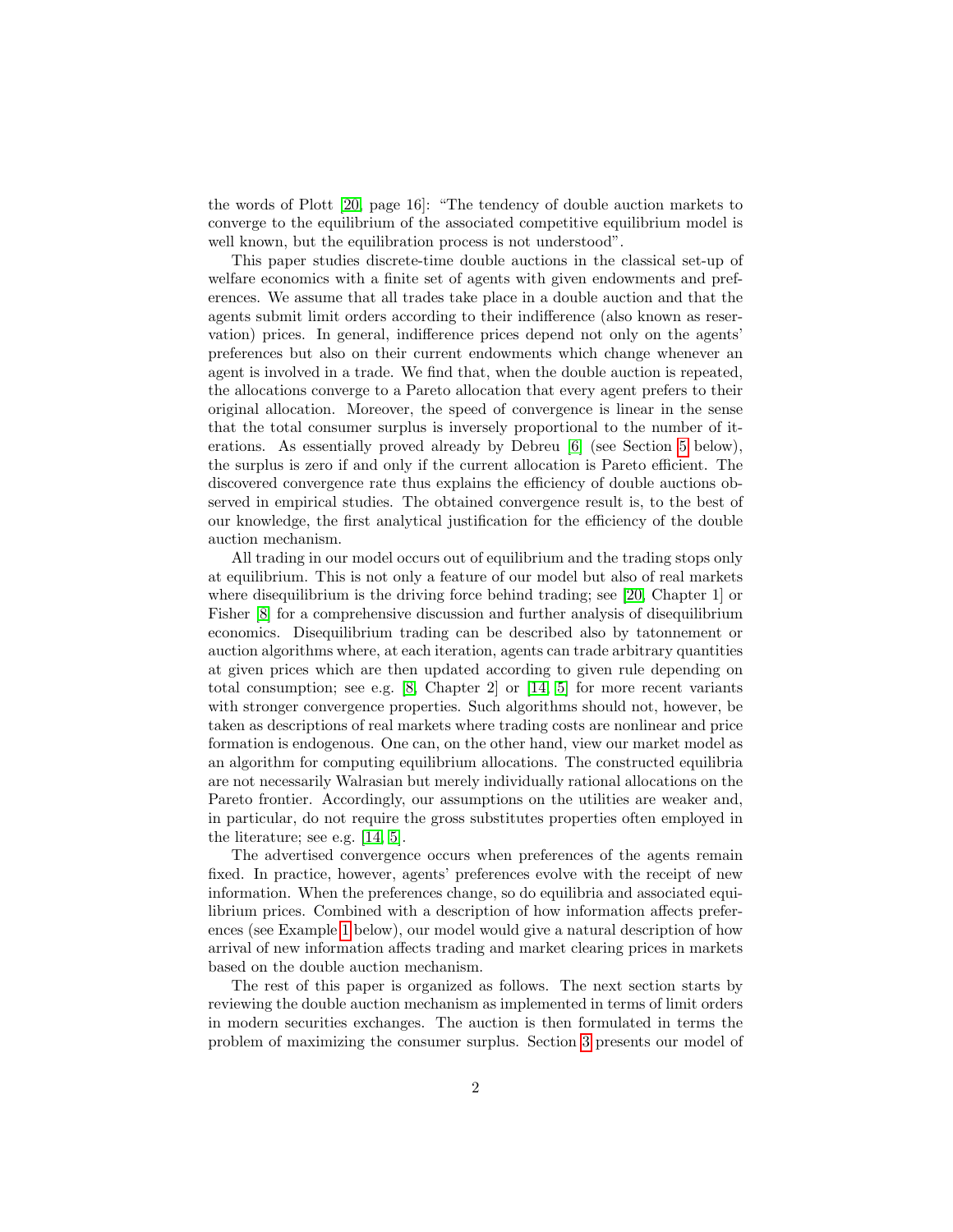the words of Plott [20, page 16]: "The tendency of double auction markets to converge to the equilibrium of the associated competitive equilibrium model is well known, but the equilibration process is not understood".

This paper studies discrete-time double auctions in the classical set-up of welfare economics with a finite set of agents with given endowments and preferences. We assume that all trades take place in a double auction and that the agents submit limit orders according to their indifference (also known as reservation) prices. In general, indifference prices depend not only on the agents' preferences but also on their current endowments which change whenever an agent is involved in a trade. We find that, when the double auction is repeated, the allocations converge to a Pareto allocation that every agent prefers to their original allocation. Moreover, the speed of convergence is linear in the sense that the total consumer surplus is inversely proportional to the number of iterations. As essentially proved already by Debreu [6] (see Section 5 below), the surplus is zero if and only if the current allocation is Pareto efficient. The discovered convergence rate thus explains the efficiency of double auctions observed in empirical studies. The obtained convergence result is, to the best of our knowledge, the first analytical justification for the efficiency of the double auction mechanism.

All trading in our model occurs out of equilibrium and the trading stops only at equilibrium. This is not only a feature of our model but also of real markets where disequilibrium is the driving force behind trading; see [20, Chapter 1] or Fisher [8] for a comprehensive discussion and further analysis of disequilibrium economics. Disequilibrium trading can be described also by tatonnement or auction algorithms where, at each iteration, agents can trade arbitrary quantities at given prices which are then updated according to given rule depending on total consumption; see e.g. [8, Chapter 2] or [14, 5] for more recent variants with stronger convergence properties. Such algorithms should not, however, be taken as descriptions of real markets where trading costs are nonlinear and price formation is endogenous. One can, on the other hand, view our market model as an algorithm for computing equilibrium allocations. The constructed equilibria are not necessarily Walrasian but merely individually rational allocations on the Pareto frontier. Accordingly, our assumptions on the utilities are weaker and, in particular, do not require the gross substitutes properties often employed in the literature; see e.g. [14, 5].

The advertised convergence occurs when preferences of the agents remain fixed. In practice, however, agents' preferences evolve with the receipt of new information. When the preferences change, so do equilibria and associated equilibrium prices. Combined with a description of how information affects preferences (see Example 1 below), our model would give a natural description of how arrival of new information affects trading and market clearing prices in markets based on the double auction mechanism.

The rest of this paper is organized as follows. The next section starts by reviewing the double auction mechanism as implemented in terms of limit orders in modern securities exchanges. The auction is then formulated in terms the problem of maximizing the consumer surplus. Section 3 presents our model of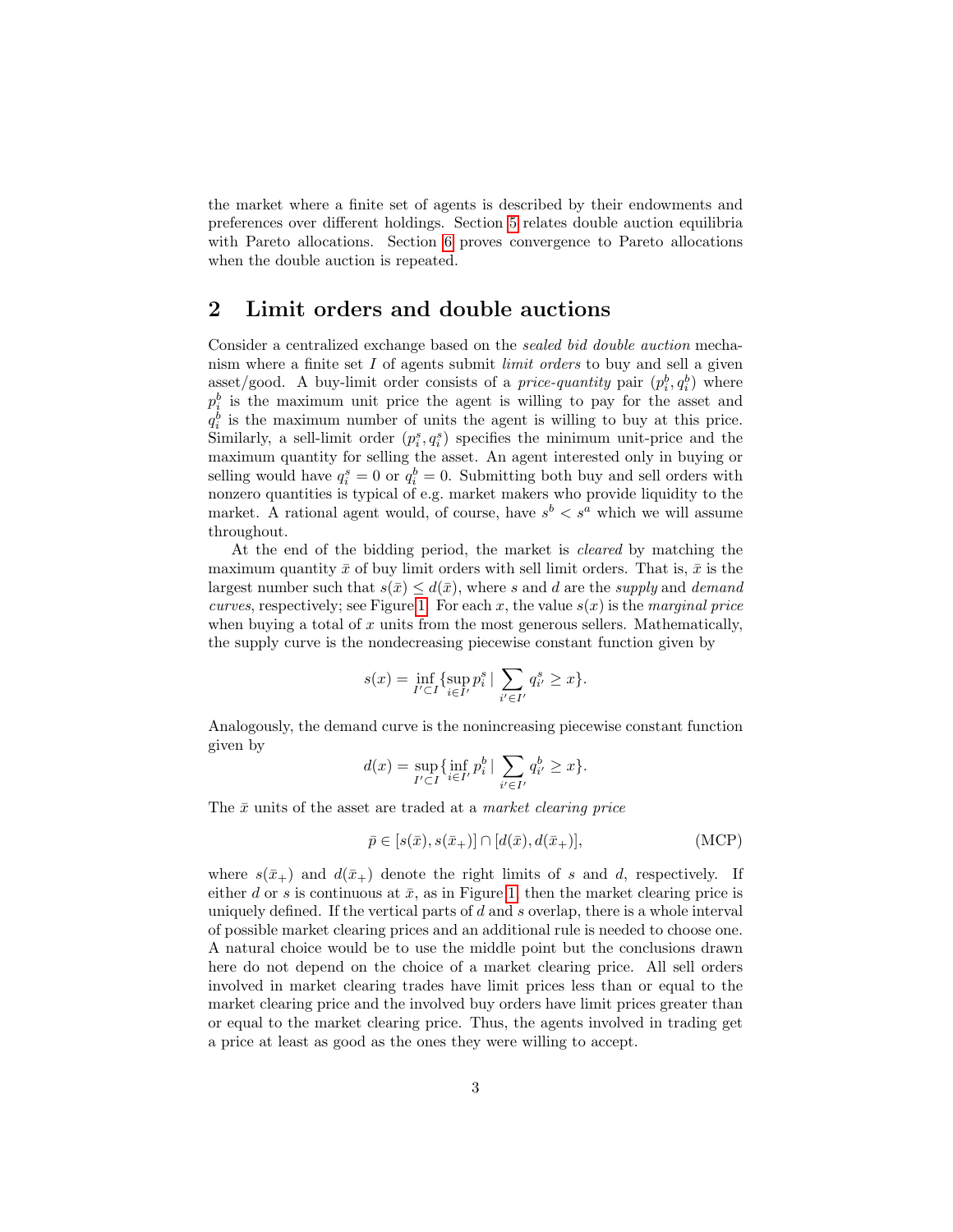the market where a finite set of agents is described by their endowments and preferences over different holdings. Section 5 relates double auction equilibria with Pareto allocations. Section 6 proves convergence to Pareto allocations when the double auction is repeated.

## 2 Limit orders and double auctions

Consider a centralized exchange based on the *sealed bid double auction* mechanism where a finite set $I$ of agents submit *limit orders* to buy and sell a given asset/good. A buy-limit order consists of a *price-quantity* pair $(p_i^b, q_i^b)$ where $p_i^b$ is the maximum unit price the agent is willing to pay for the asset and $q_i^b$ is the maximum number of units the agent is willing to buy at this price. Similarly, a sell-limit order $(p_i^s, q_i^s)$ specifies the minimum unit-price and the maximum quantity for selling the asset. An agent interested only in buying or selling would have $q_i^s = 0$ or $q_i^b = 0$. Submitting both buy and sell orders with nonzero quantities is typical of e.g. market makers who provide liquidity to the market. A rational agent would, of course, have $s^b < s^a$ which we will assume throughout.

At the end of the bidding period, the market is *cleared* by matching the maximum quantity $\bar{x}$ of buy limit orders with sell limit orders. That is, $\bar{x}$ is the largest number such that $s(\bar{x}) \leq d(\bar{x})$, where $s$ and $d$ are the *supply* and *demand curves*, respectively; see Figure 1. For each $x$, the value $s(x)$ is the *marginal price* when buying a total of $x$ units from the most generous sellers. Mathematically, the supply curve is the nondecreasing piecewise constant function given by

$$s(x) = \inf_{I' \subset I} \{\sup_{i \in I'} p_i^s \mid \sum_{i' \in I'} q_{i'}^s \geq x\}.$$

Analogously, the demand curve is the nonincreasing piecewise constant function given by

$$d(x) = \sup_{I' \subset I} \{\inf_{i \in I'} p_i^b \mid \sum_{i' \in I'} q_{i'}^b \geq x\}.$$

The $\bar{x}$ units of the asset are traded at a *market clearing price*

$$\bar{p} \in [s(\bar{x}), s(\bar{x}_+)] \cap [d(\bar{x}), d(\bar{x}_+)], \tag{MCP}$$

where $s(\bar{x}_+)$ and $d(\bar{x}_+)$ denote the right limits of $s$ and $d$, respectively. If either $d$ or $s$ is continuous at $\bar{x}$, as in Figure 1, then the market clearing price is uniquely defined. If the vertical parts of $d$ and $s$ overlap, there is a whole interval of possible market clearing prices and an additional rule is needed to choose one. A natural choice would be to use the middle point but the conclusions drawn here do not depend on the choice of a market clearing price. All sell orders involved in market clearing trades have limit prices less than or equal to the market clearing price and the involved buy orders have limit prices greater than or equal to the market clearing price. Thus, the agents involved in trading get a price at least as good as the ones they were willing to accept.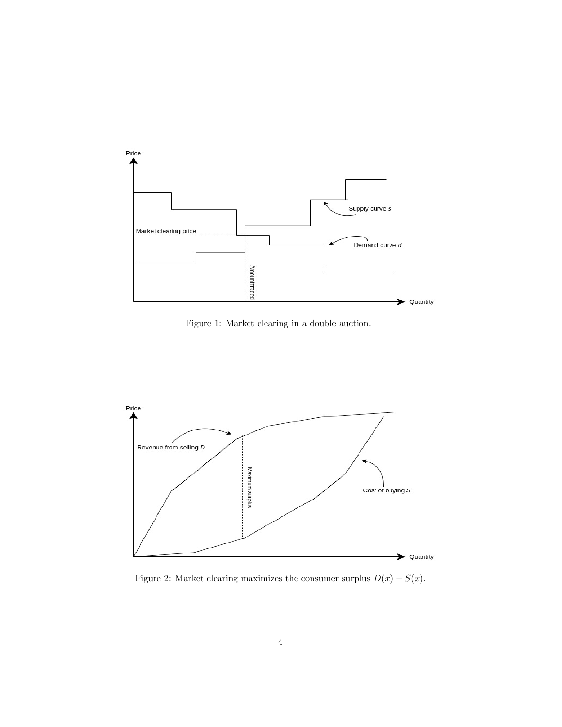Figure 1: Market clearing in a double auction.

Figure 2: Market clearing maximizes the consumer surplus $D(x) - S(x)$.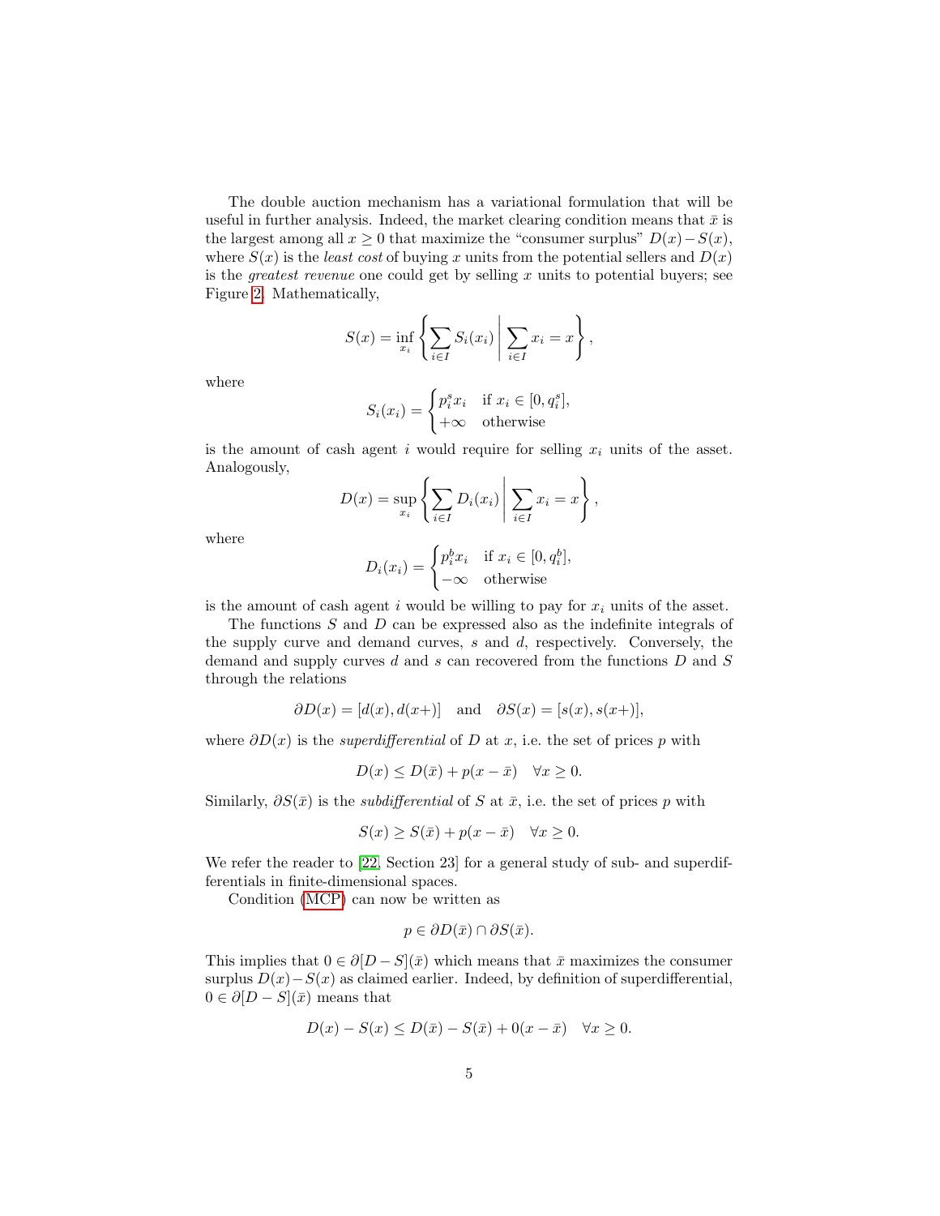The double auction mechanism has a variational formulation that will be useful in further analysis. Indeed, the market clearing condition means that $\bar{x}$ is the largest among all $x \geq 0$ that maximize the "consumer surplus" $D(x) - S(x)$, where $S(x)$ is the *least cost* of buying $x$ units from the potential sellers and $D(x)$ is the *greatest revenue* one could get by selling $x$ units to potential buyers; see Figure 2. Mathematically,

$$S(x) = \inf_{x_i} \left\{ \sum_{i \in I} S_i(x_i) \,\middle|\, \sum_{i \in I} x_i = x \right\},$$

where

$$S_i(x_i) = \begin{cases} p_i^s x_i & \text{if } x_i \in [0, q_i^s], \\ +\infty & \text{otherwise} \end{cases}$$

is the amount of cash agent $i$ would require for selling $x_i$ units of the asset. Analogously,

$$D(x) = \sup_{x_i} \left\{ \sum_{i \in I} D_i(x_i) \,\middle|\, \sum_{i \in I} x_i = x \right\},$$

where

$$D_i(x_i) = \begin{cases} p_i^b x_i & \text{if } x_i \in [0, q_i^b], \\ -\infty & \text{otherwise} \end{cases}$$

is the amount of cash agent $i$ would be willing to pay for $x_i$ units of the asset.

The functions $S$ and $D$ can be expressed also as the indefinite integrals of the supply curve and demand curves, $s$ and $d$, respectively. Conversely, the demand and supply curves $d$ and $s$ can recovered from the functions $D$ and $S$ through the relations

$$\partial D(x) = [d(x), d(x+)] \quad \text{and} \quad \partial S(x) = [s(x), s(x+)],$$

where $\partial D(x)$ is the *superdifferential* of $D$ at $x$, i.e. the set of prices $p$ with

$$D(x) \leq D(\bar{x}) + p(x - \bar{x}) \quad \forall x \geq 0.$$

Similarly, $\partial S(\bar{x})$ is the *subdifferential* of $S$ at $\bar{x}$, i.e. the set of prices $p$ with

$$S(x) \geq S(\bar{x}) + p(x - \bar{x}) \quad \forall x \geq 0.$$

We refer the reader to [22, Section 23] for a general study of sub- and superdifferentials in finite-dimensional spaces.

Condition (MCP) can now be written as

$$p \in \partial D(\bar{x}) \cap \partial S(\bar{x}).$$

This implies that $0 \in \partial[D - S](\bar{x})$ which means that $\bar{x}$ maximizes the consumer surplus $D(x) - S(x)$ as claimed earlier. Indeed, by definition of superdifferential, $0 \in \partial[D - S](\bar{x})$ means that

$$D(x) - S(x) \leq D(\bar{x}) - S(\bar{x}) + 0(x - \bar{x}) \quad \forall x \geq 0.$$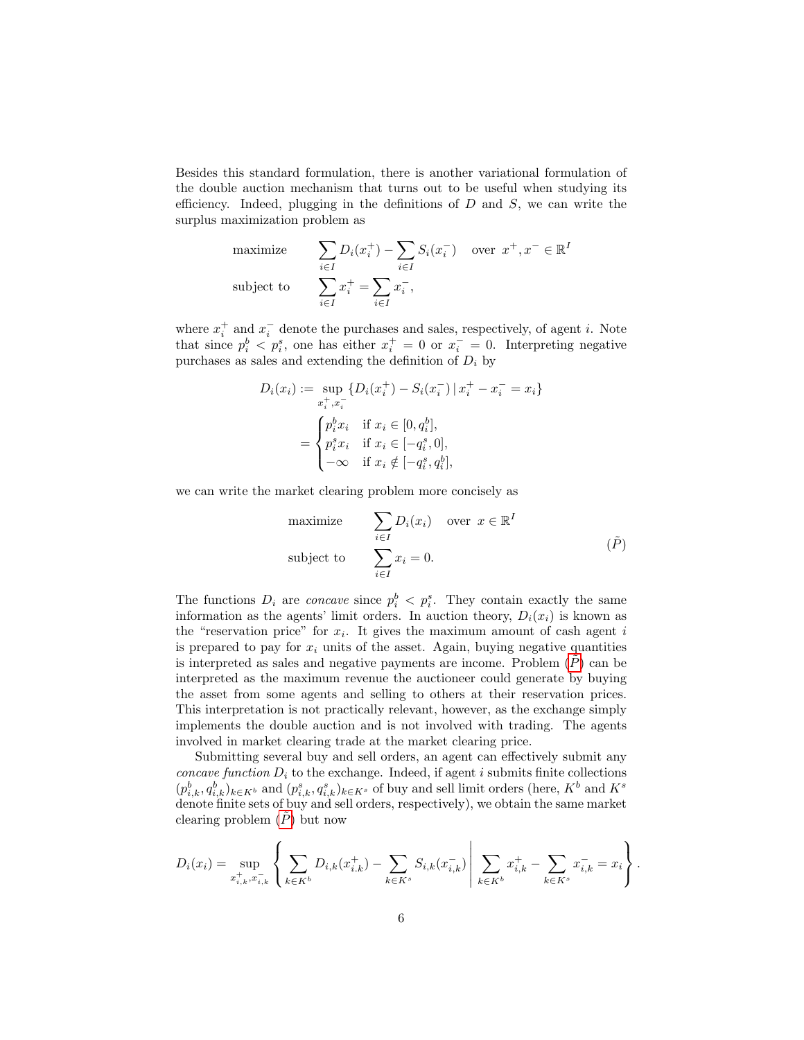Besides this standard formulation, there is another variational formulation of the double auction mechanism that turns out to be useful when studying its efficiency. Indeed, plugging in the definitions of $D$ and $S$, we can write the surplus maximization problem as

$$
\begin{aligned}
&\text{maximize} \qquad \sum_{i\in I} D_i(x_i^+) - \sum_{i\in I} S_i(x_i^-) \quad \text{over } \; x^+, x^- \in \mathbb{R}^I \\
&\text{subject to} \qquad \sum_{i\in I} x_i^+ = \sum_{i\in I} x_i^-,
\end{aligned}
$$

where $x_i^+$ and $x_i^-$ denote the purchases and sales, respectively, of agent $i$. Note that since $p_i^b < p_i^s$, one has either $x_i^+ = 0$ or $x_i^- = 0$. Interpreting negative purchases as sales and extending the definition of $D_i$ by

$$
\begin{aligned}
D_i(x_i) &:= \sup_{x_i^+, x_i^-} \{ D_i(x_i^+) - S_i(x_i^-) \,|\, x_i^+ - x_i^- = x_i \} \\
&= \begin{cases} p_i^b x_i & \text{if } x_i \in [0, q_i^b], \\ p_i^s x_i & \text{if } x_i \in [-q_i^s, 0], \\ -\infty & \text{if } x_i \notin [-q_i^s, q_i^b], \end{cases}
\end{aligned}
$$

we can write the market clearing problem more concisely as

$$
\begin{aligned}
&\text{maximize} \qquad \sum_{i\in I} D_i(x_i) \quad \text{over } \; x \in \mathbb{R}^I \\
&\text{subject to} \qquad \sum_{i\in I} x_i = 0.
\end{aligned}
\tag{$\tilde{P}$}
$$

The functions $D_i$ are *concave* since $p_i^b < p_i^s$. They contain exactly the same information as the agents' limit orders. In auction theory, $D_i(x_i)$ is known as the "reservation price" for $x_i$. It gives the maximum amount of cash agent $i$ is prepared to pay for $x_i$ units of the asset. Again, buying negative quantities is interpreted as sales and negative payments are income. Problem ($\tilde{P}$) can be interpreted as the maximum revenue the auctioneer could generate by buying the asset from some agents and selling to others at their reservation prices. This interpretation is not practically relevant, however, as the exchange simply implements the double auction and is not involved with trading. The agents involved in market clearing trade at the market clearing price.

Submitting several buy and sell orders, an agent can effectively submit any *concave function* $D_i$ to the exchange. Indeed, if agent $i$ submits finite collections $(p_{i,k}^b, q_{i,k}^b)_{k\in K^b}$ and $(p_{i,k}^s, q_{i,k}^s)_{k\in K^s}$ of buy and sell limit orders (here, $K^b$ and $K^s$ denote finite sets of buy and sell orders, respectively), we obtain the same market clearing problem ($\tilde{P}$) but now

$$
D_i(x_i) = \sup_{x_{i,k}^+, x_{i,k}^-} \left\{ \sum_{k\in K^b} D_{i,k}(x_{i,k}^+) - \sum_{k\in K^s} S_{i,k}(x_{i,k}^-) \,\middle|\, \sum_{k\in K^b} x_{i,k}^+ - \sum_{k\in K^s} x_{i,k}^- = x_i \right\}.
$$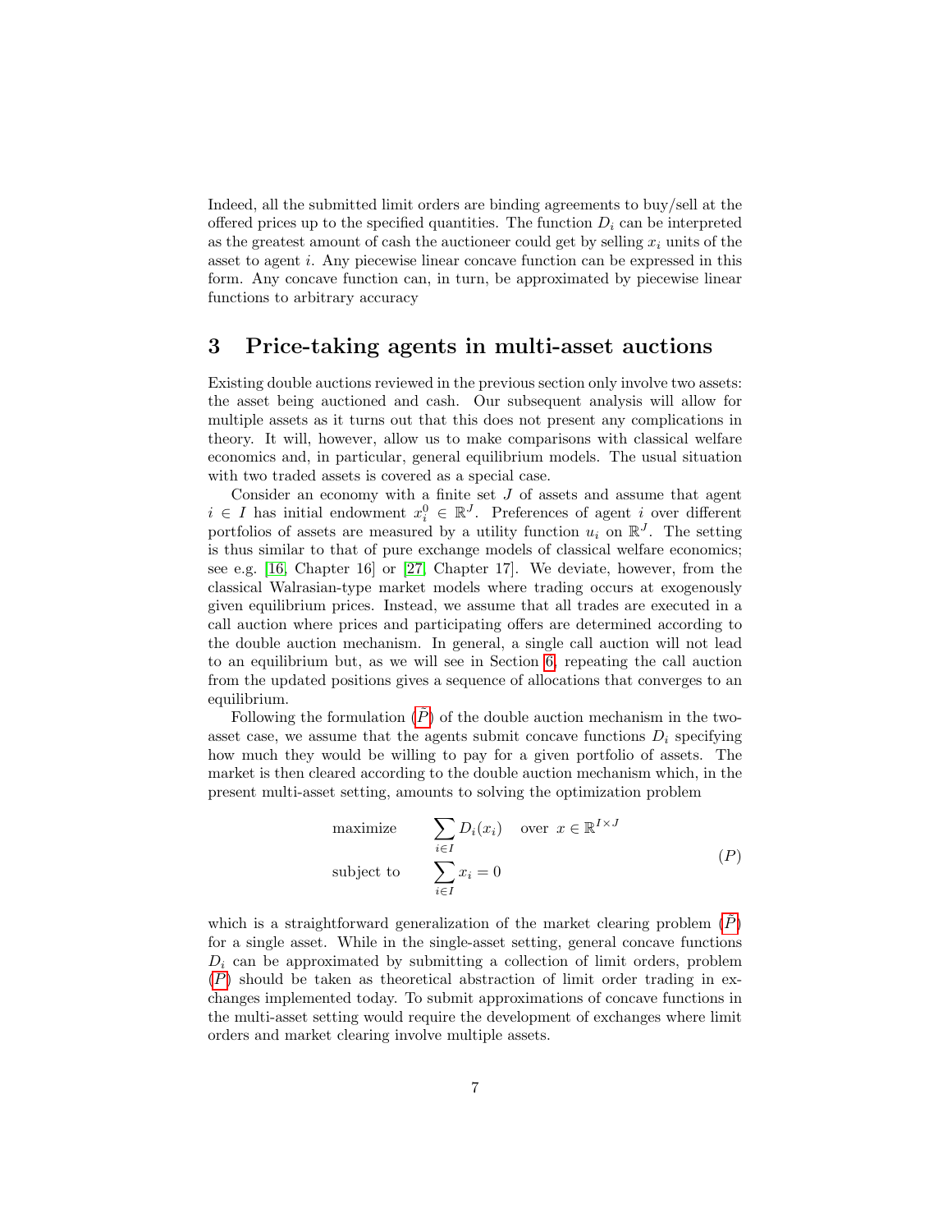Indeed, all the submitted limit orders are binding agreements to buy/sell at the offered prices up to the specified quantities. The function $D_i$ can be interpreted as the greatest amount of cash the auctioneer could get by selling $x_i$ units of the asset to agent $i$. Any piecewise linear concave function can be expressed in this form. Any concave function can, in turn, be approximated by piecewise linear functions to arbitrary accuracy

## 3 Price-taking agents in multi-asset auctions

Existing double auctions reviewed in the previous section only involve two assets: the asset being auctioned and cash. Our subsequent analysis will allow for multiple assets as it turns out that this does not present any complications in theory. It will, however, allow us to make comparisons with classical welfare economics and, in particular, general equilibrium models. The usual situation with two traded assets is covered as a special case.

Consider an economy with a finite set $J$ of assets and assume that agent $i \in I$ has initial endowment $x_i^0 \in \mathbb{R}^J$. Preferences of agent $i$ over different portfolios of assets are measured by a utility function $u_i$ on $\mathbb{R}^J$. The setting is thus similar to that of pure exchange models of classical welfare economics; see e.g. [16, Chapter 16] or [27, Chapter 17]. We deviate, however, from the classical Walrasian-type market models where trading occurs at exogenously given equilibrium prices. Instead, we assume that all trades are executed in a call auction where prices and participating offers are determined according to the double auction mechanism. In general, a single call auction will not lead to an equilibrium but, as we will see in Section 6, repeating the call auction from the updated positions gives a sequence of allocations that converges to an equilibrium.

Following the formulation ($\bar{P}$) of the double auction mechanism in the two-asset case, we assume that the agents submit concave functions $D_i$ specifying how much they would be willing to pay for a given portfolio of assets. The market is then cleared according to the double auction mechanism which, in the present multi-asset setting, amounts to solving the optimization problem

$$
\begin{array}{ll}
\text{maximize} & \displaystyle\sum_{i \in I} D_i(x_i) \quad \text{over } x \in \mathbb{R}^{I \times J} \\
\text{subject to} & \displaystyle\sum_{i \in I} x_i = 0
\end{array}
\tag{$P$}
$$

which is a straightforward generalization of the market clearing problem ($\bar{P}$) for a single asset. While in the single-asset setting, general concave functions $D_i$ can be approximated by submitting a collection of limit orders, problem ($P$) should be taken as theoretical abstraction of limit order trading in exchanges implemented today. To submit approximations of concave functions in the multi-asset setting would require the development of exchanges where limit orders and market clearing involve multiple assets.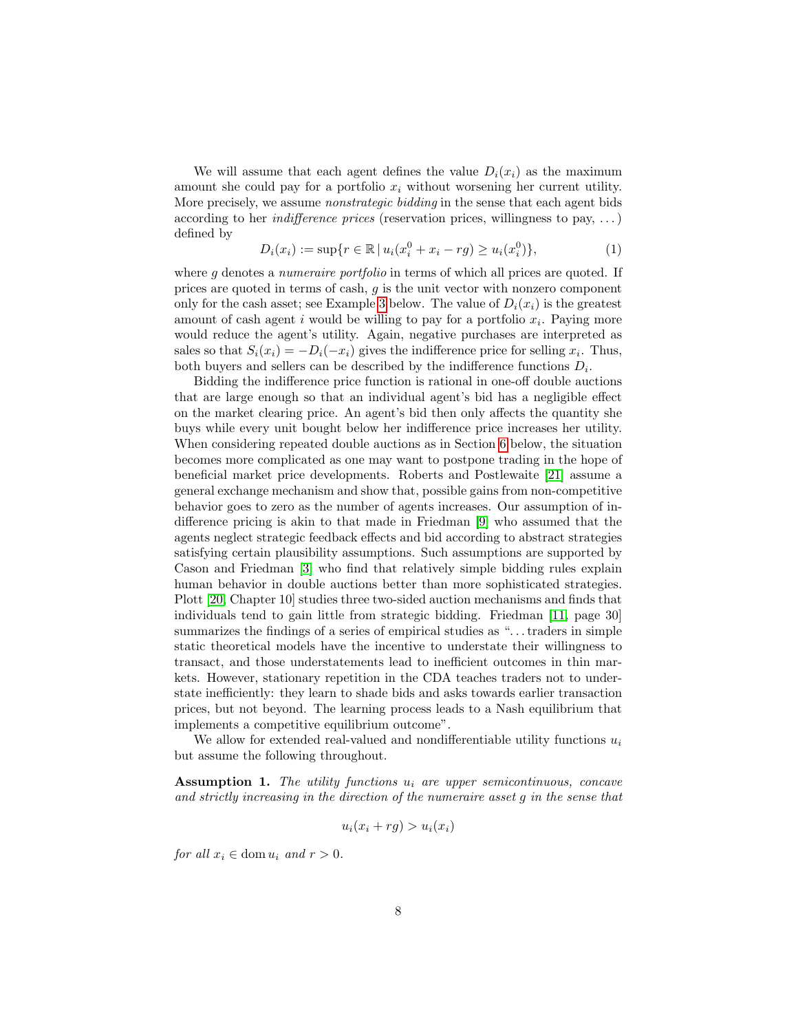We will assume that each agent defines the value $D_i(x_i)$ as the maximum amount she could pay for a portfolio $x_i$ without worsening her current utility. More precisely, we assume *nonstrategic bidding* in the sense that each agent bids according to her *indifference prices* (reservation prices, willingness to pay, ...) defined by

$$D_i(x_i) := \sup\{r \in \mathbb{R} \mid u_i(x_i^0 + x_i - rg) \geq u_i(x_i^0)\}, \tag{1}$$

where $g$ denotes a *numeraire portfolio* in terms of which all prices are quoted. If prices are quoted in terms of cash, $g$ is the unit vector with nonzero component only for the cash asset; see Example 3 below. The value of $D_i(x_i)$ is the greatest amount of cash agent $i$ would be willing to pay for a portfolio $x_i$. Paying more would reduce the agent's utility. Again, negative purchases are interpreted as sales so that $S_i(x_i) = -D_i(-x_i)$ gives the indifference price for selling $x_i$. Thus, both buyers and sellers can be described by the indifference functions $D_i$.

Bidding the indifference price function is rational in one-off double auctions that are large enough so that an individual agent's bid has a negligible effect on the market clearing price. An agent's bid then only affects the quantity she buys while every unit bought below her indifference price increases her utility. When considering repeated double auctions as in Section 6 below, the situation becomes more complicated as one may want to postpone trading in the hope of beneficial market price developments. Roberts and Postlewaite [21] assume a general exchange mechanism and show that, possible gains from non-competitive behavior goes to zero as the number of agents increases. Our assumption of indifference pricing is akin to that made in Friedman [9] who assumed that the agents neglect strategic feedback effects and bid according to abstract strategies satisfying certain plausibility assumptions. Such assumptions are supported by Cason and Friedman [3] who find that relatively simple bidding rules explain human behavior in double auctions better than more sophisticated strategies. Plott [20, Chapter 10] studies three two-sided auction mechanisms and finds that individuals tend to gain little from strategic bidding. Friedman [11, page 30] summarizes the findings of a series of empirical studies as "...traders in simple static theoretical models have the incentive to understate their willingness to transact, and those understatements lead to inefficient outcomes in thin markets. However, stationary repetition in the CDA teaches traders not to understate inefficiently: they learn to shade bids and asks towards earlier transaction prices, but not beyond. The learning process leads to a Nash equilibrium that implements a competitive equilibrium outcome".

We allow for extended real-valued and nondifferentiable utility functions $u_i$ but assume the following throughout.

**Assumption 1.** *The utility functions $u_i$ are upper semicontinuous, concave and strictly increasing in the direction of the numeraire asset $g$ in the sense that*

$$u_i(x_i + rg) > u_i(x_i)$$

*for all $x_i \in \operatorname{dom} u_i$ and $r > 0$.*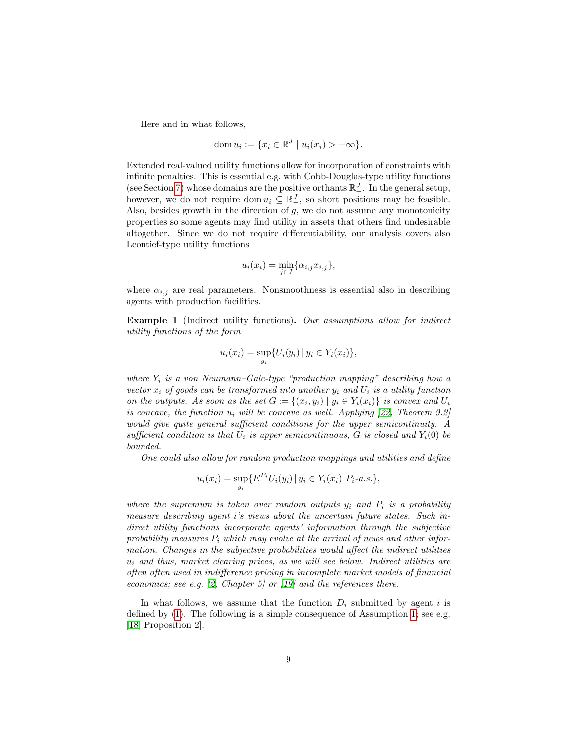Here and in what follows,

$$\operatorname{dom} u_i := \{x_i \in \mathbb{R}^J \mid u_i(x_i) > -\infty\}.$$

Extended real-valued utility functions allow for incorporation of constraints with infinite penalties. This is essential e.g. with Cobb-Douglas-type utility functions (see Section 7) whose domains are the positive orthants $\mathbb{R}^J_+$. In the general setup, however, we do not require $\operatorname{dom} u_i \subseteq \mathbb{R}^J_+$, so short positions may be feasible. Also, besides growth in the direction of $g$, we do not assume any monotonicity properties so some agents may find utility in assets that others find undesirable altogether. Since we do not require differentiability, our analysis covers also Leontief-type utility functions

$$u_i(x_i) = \min_{j \in J}\{\alpha_{i,j} x_{i,j}\},$$

where $\alpha_{i,j}$ are real parameters. Nonsmoothness is essential also in describing agents with production facilities.

**Example 1** (Indirect utility functions). *Our assumptions allow for indirect utility functions of the form*

$$u_i(x_i) = \sup_{y_i}\{U_i(y_i) \,|\, y_i \in Y_i(x_i)\},$$

*where $Y_i$ is a von Neumann–Gale-type "production mapping" describing how a vector $x_i$ of goods can be transformed into another $y_i$ and $U_i$ is a utility function on the outputs. As soon as the set $G := \{(x_i, y_i) \mid y_i \in Y_i(x_i)\}$ is convex and $U_i$ is concave, the function $u_i$ will be concave as well. Applying [22, Theorem 9.2] would give quite general sufficient conditions for the upper semicontinuity. A sufficient condition is that $U_i$ is upper semicontinuous, $G$ is closed and $Y_i(0)$ be bounded.*

*One could also allow for random production mappings and utilities and define*

$$u_i(x_i) = \sup_{y_i}\{E^{P_i} U_i(y_i) \,|\, y_i \in Y_i(x_i) \ P_i\text{-a.s.}\},$$

*where the supremum is taken over random outputs $y_i$ and $P_i$ is a probability measure describing agent $i$'s views about the uncertain future states. Such indirect utility functions incorporate agents' information through the subjective probability measures $P_i$ which may evolve at the arrival of news and other information. Changes in the subjective probabilities would affect the indirect utilities $u_i$ and thus, market clearing prices, as we will see below. Indirect utilities are often often used in indifference pricing in incomplete market models of financial economics; see e.g. [2, Chapter 5] or [19] and the references there.*

In what follows, we assume that the function $D_i$ submitted by agent $i$ is defined by (1). The following is a simple consequence of Assumption 1; see e.g. [18, Proposition 2].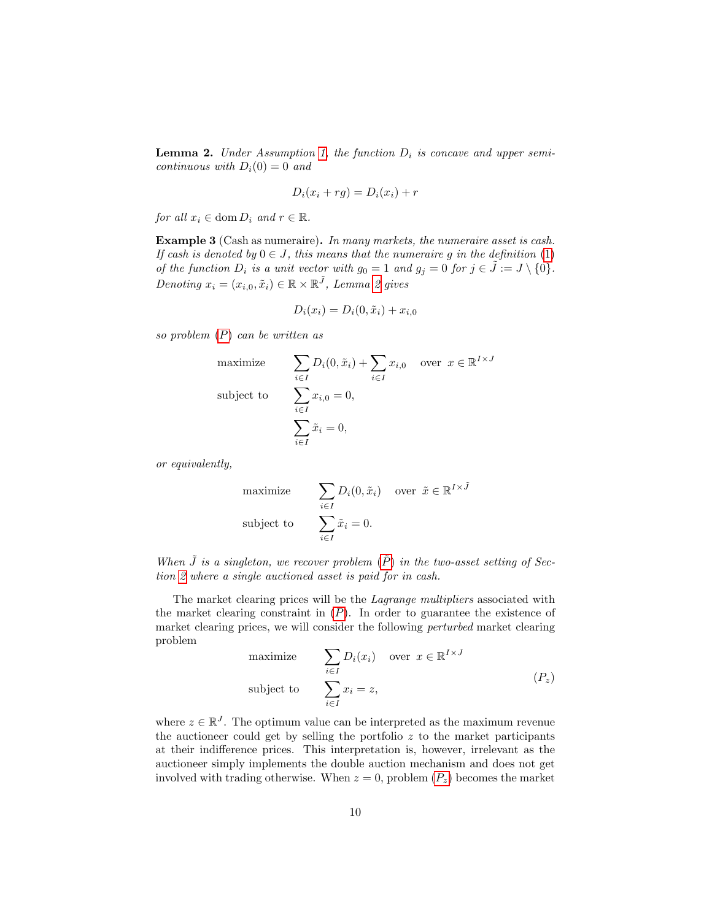**Lemma 2.** *Under Assumption 1, the function $D_i$ is concave and upper semi-continuous with $D_i(0) = 0$ and*

$$D_i(x_i + rg) = D_i(x_i) + r$$

*for all $x_i \in \operatorname{dom} D_i$ and $r \in \mathbb{R}$.*

**Example 3** (Cash as numeraire)**.** *In many markets, the numeraire asset is cash. If cash is denoted by $0 \in J$, this means that the numeraire $g$ in the definition (1) of the function $D_i$ is a unit vector with $g_0 = 1$ and $g_j = 0$ for $j \in \tilde{J} := J \setminus \{0\}$. Denoting $x_i = (x_{i,0}, \tilde{x}_i) \in \mathbb{R} \times \mathbb{R}^{\tilde{J}}$, Lemma 2 gives*

$$D_i(x_i) = D_i(0, \tilde{x}_i) + x_{i,0}$$

*so problem (P) can be written as*

$$\begin{aligned}
&\text{maximize} && \sum_{i \in I} D_i(0, \tilde{x}_i) + \sum_{i \in I} x_{i,0} \quad \text{over } x \in \mathbb{R}^{I \times J} \\
&\text{subject to} && \sum_{i \in I} x_{i,0} = 0, \\
& && \sum_{i \in I} \tilde{x}_i = 0,
\end{aligned}$$

*or equivalently,*

$$\begin{aligned}
&\text{maximize} && \sum_{i \in I} D_i(0, \tilde{x}_i) \quad \text{over } \tilde{x} \in \mathbb{R}^{I \times \tilde{J}} \\
&\text{subject to} && \sum_{i \in I} \tilde{x}_i = 0.
\end{aligned}$$

*When $\tilde{J}$ is a singleton, we recover problem ($\bar{P}$) in the two-asset setting of Section 2 where a single auctioned asset is paid for in cash.*

The market clearing prices will be the *Lagrange multipliers* associated with the market clearing constraint in (P). In order to guarantee the existence of market clearing prices, we will consider the following *perturbed* market clearing problem

$$\begin{aligned}
&\text{maximize} && \sum_{i \in I} D_i(x_i) \quad \text{over } x \in \mathbb{R}^{I \times J} \\
&\text{subject to} && \sum_{i \in I} x_i = z,
\end{aligned} \tag{$P_z$}$$

where $z \in \mathbb{R}^J$. The optimum value can be interpreted as the maximum revenue the auctioneer could get by selling the portfolio $z$ to the market participants at their indifference prices. This interpretation is, however, irrelevant as the auctioneer simply implements the double auction mechanism and does not get involved with trading otherwise. When $z = 0$, problem ($P_z$) becomes the market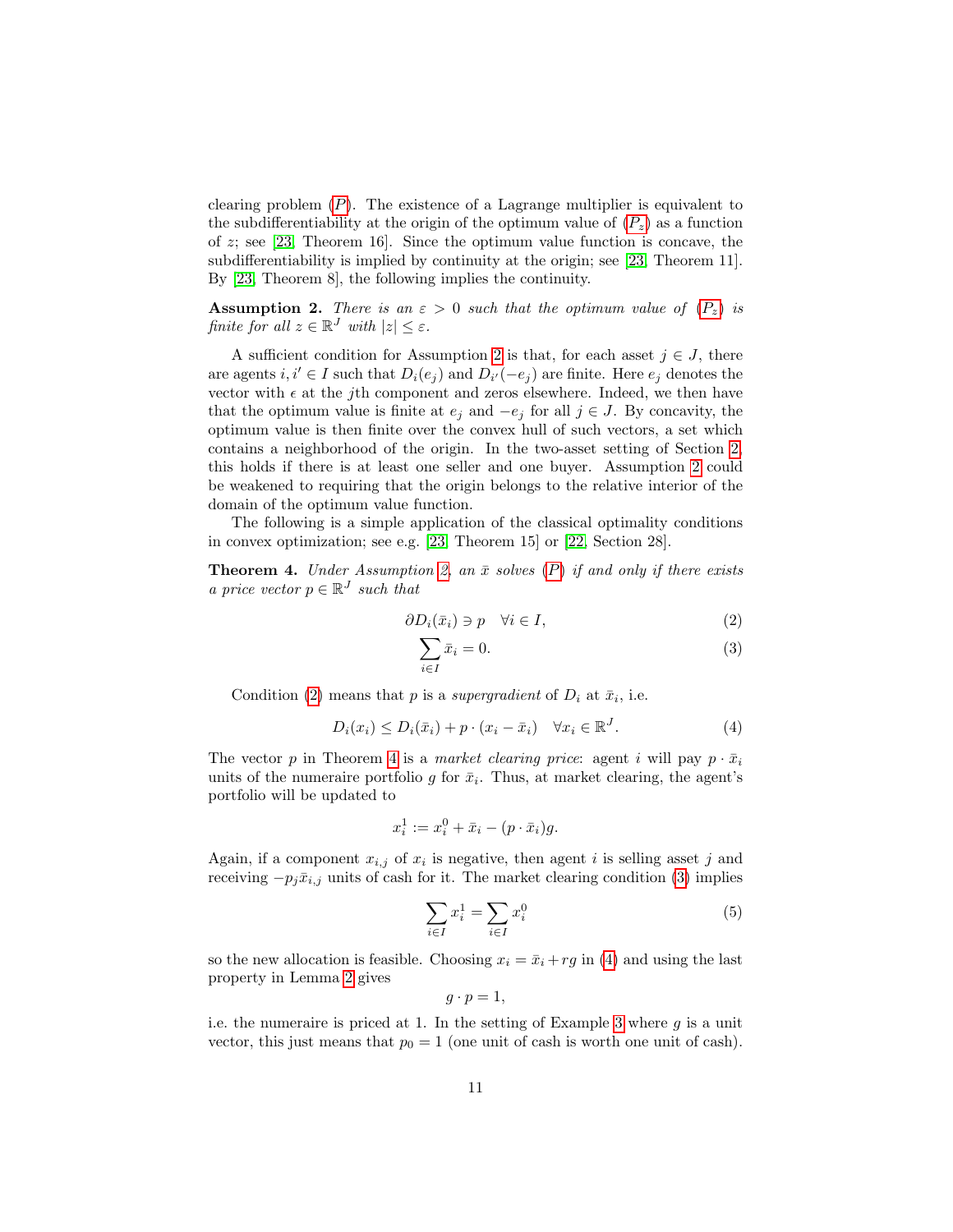clearing problem ($P$). The existence of a Lagrange multiplier is equivalent to the subdifferentiability at the origin of the optimum value of ($P_z$) as a function of $z$; see [23, Theorem 16]. Since the optimum value function is concave, the subdifferentiability is implied by continuity at the origin; see [23, Theorem 11]. By [23, Theorem 8], the following implies the continuity.

**Assumption 2.** *There is an $\varepsilon > 0$ such that the optimum value of ($P_z$) is finite for all $z \in \mathbb{R}^J$ with $|z| \leq \varepsilon$.*

A sufficient condition for Assumption 2 is that, for each asset $j \in J$, there are agents $i, i' \in I$ such that $D_i(e_j)$ and $D_{i'}(-e_j)$ are finite. Here $e_j$ denotes the vector with $\epsilon$ at the $j$th component and zeros elsewhere. Indeed, we then have that the optimum value is finite at $e_j$ and $-e_j$ for all $j \in J$. By concavity, the optimum value is then finite over the convex hull of such vectors, a set which contains a neighborhood of the origin. In the two-asset setting of Section 2, this holds if there is at least one seller and one buyer. Assumption 2 could be weakened to requiring that the origin belongs to the relative interior of the domain of the optimum value function.

The following is a simple application of the classical optimality conditions in convex optimization; see e.g. [23, Theorem 15] or [22, Section 28].

**Theorem 4.** *Under Assumption 2, an $\bar{x}$ solves ($P$) if and only if there exists a price vector $p \in \mathbb{R}^J$ such that*

$$\partial D_i(\bar{x}_i) \ni p \quad \forall i \in I, \tag{2}$$

$$\sum_{i \in I} \bar{x}_i = 0. \tag{3}$$

Condition (2) means that $p$ is a *supergradient* of $D_i$ at $\bar{x}_i$, i.e.

$$D_i(x_i) \leq D_i(\bar{x}_i) + p \cdot (x_i - \bar{x}_i) \quad \forall x_i \in \mathbb{R}^J. \tag{4}$$

The vector $p$ in Theorem 4 is a *market clearing price*: agent $i$ will pay $p \cdot \bar{x}_i$ units of the numeraire portfolio $g$ for $\bar{x}_i$. Thus, at market clearing, the agent's portfolio will be updated to

$$x_i^1 := x_i^0 + \bar{x}_i - (p \cdot \bar{x}_i)g.$$

Again, if a component $x_{i,j}$ of $x_i$ is negative, then agent $i$ is selling asset $j$ and receiving $-p_j \bar{x}_{i,j}$ units of cash for it. The market clearing condition (3) implies

$$\sum_{i \in I} x_i^1 = \sum_{i \in I} x_i^0 \tag{5}$$

so the new allocation is feasible. Choosing $x_i = \bar{x}_i + rg$ in (4) and using the last property in Lemma 2 gives

$$g \cdot p = 1,$$

i.e. the numeraire is priced at 1. In the setting of Example 3 where $g$ is a unit vector, this just means that $p_0 = 1$ (one unit of cash is worth one unit of cash).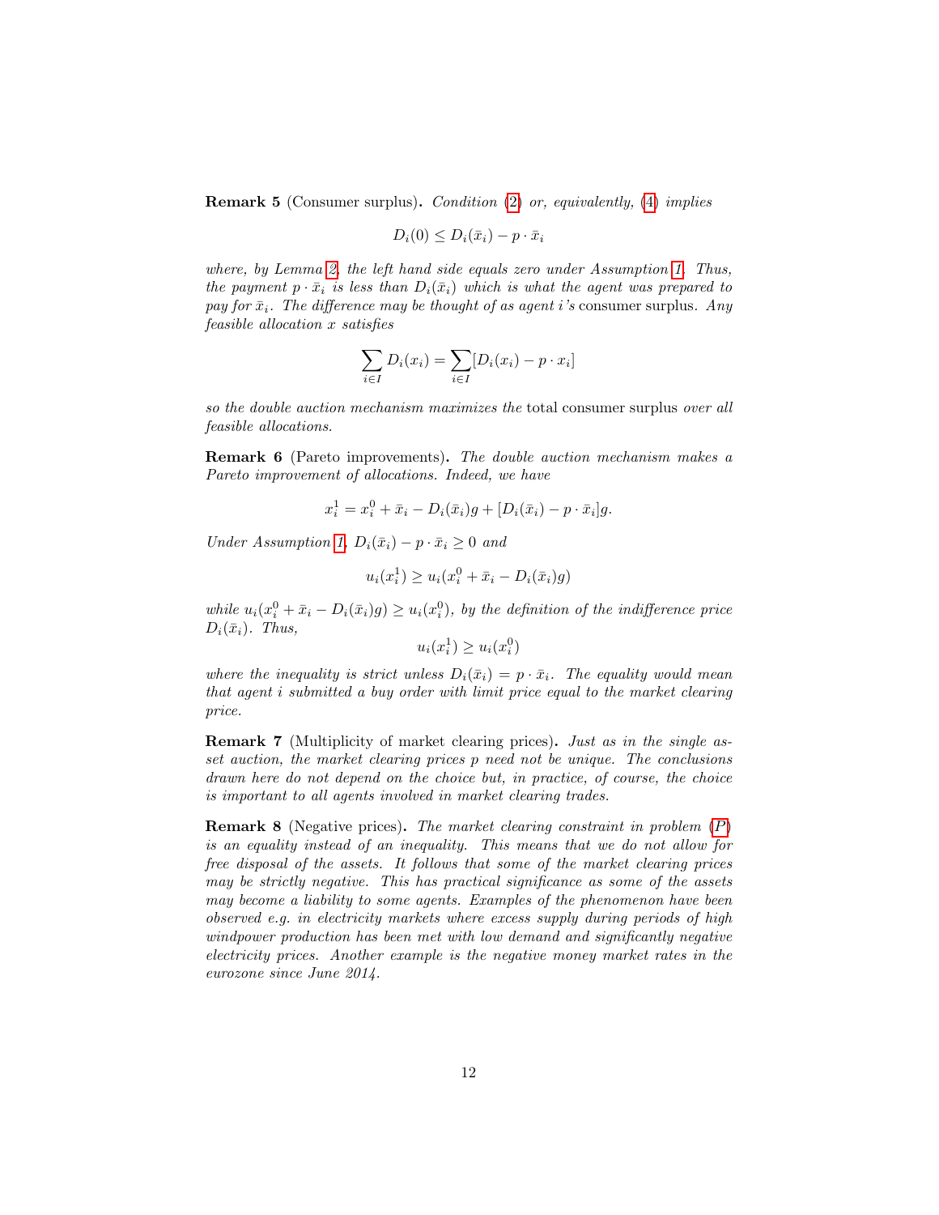**Remark 5** (Consumer surplus)**.** *Condition* (2) *or, equivalently,* (4) *implies*

$$D_i(0) \leq D_i(\bar{x}_i) - p \cdot \bar{x}_i$$

*where, by Lemma 2, the left hand side equals zero under Assumption 1. Thus, the payment $p \cdot \bar{x}_i$ is less than $D_i(\bar{x}_i)$ which is what the agent was prepared to pay for $\bar{x}_i$. The difference may be thought of as agent $i$'s* consumer surplus*. Any feasible allocation $x$ satisfies*

$$\sum_{i \in I} D_i(x_i) = \sum_{i \in I} [D_i(x_i) - p \cdot x_i]$$

*so the double auction mechanism maximizes the* total consumer surplus *over all feasible allocations.*

**Remark 6** (Pareto improvements)**.** *The double auction mechanism makes a Pareto improvement of allocations. Indeed, we have*

$$x_i^1 = x_i^0 + \bar{x}_i - D_i(\bar{x}_i)g + [D_i(\bar{x}_i) - p \cdot \bar{x}_i]g.$$

*Under Assumption 1, $D_i(\bar{x}_i) - p \cdot \bar{x}_i \geq 0$ and*

$$u_i(x_i^1) \geq u_i(x_i^0 + \bar{x}_i - D_i(\bar{x}_i)g)$$

*while $u_i(x_i^0 + \bar{x}_i - D_i(\bar{x}_i)g) \geq u_i(x_i^0)$, by the definition of the indifference price $D_i(\bar{x}_i)$. Thus,*

$$u_i(x_i^1) \geq u_i(x_i^0)$$

*where the inequality is strict unless $D_i(\bar{x}_i) = p \cdot \bar{x}_i$. The equality would mean that agent $i$ submitted a buy order with limit price equal to the market clearing price.*

**Remark 7** (Multiplicity of market clearing prices)**.** *Just as in the single asset auction, the market clearing prices $p$ need not be unique. The conclusions drawn here do not depend on the choice but, in practice, of course, the choice is important to all agents involved in market clearing trades.*

**Remark 8** (Negative prices)**.** *The market clearing constraint in problem* ($P$) *is an equality instead of an inequality. This means that we do not allow for free disposal of the assets. It follows that some of the market clearing prices may be strictly negative. This has practical significance as some of the assets may become a liability to some agents. Examples of the phenomenon have been observed e.g. in electricity markets where excess supply during periods of high windpower production has been met with low demand and significantly negative electricity prices. Another example is the negative money market rates in the eurozone since June 2014.*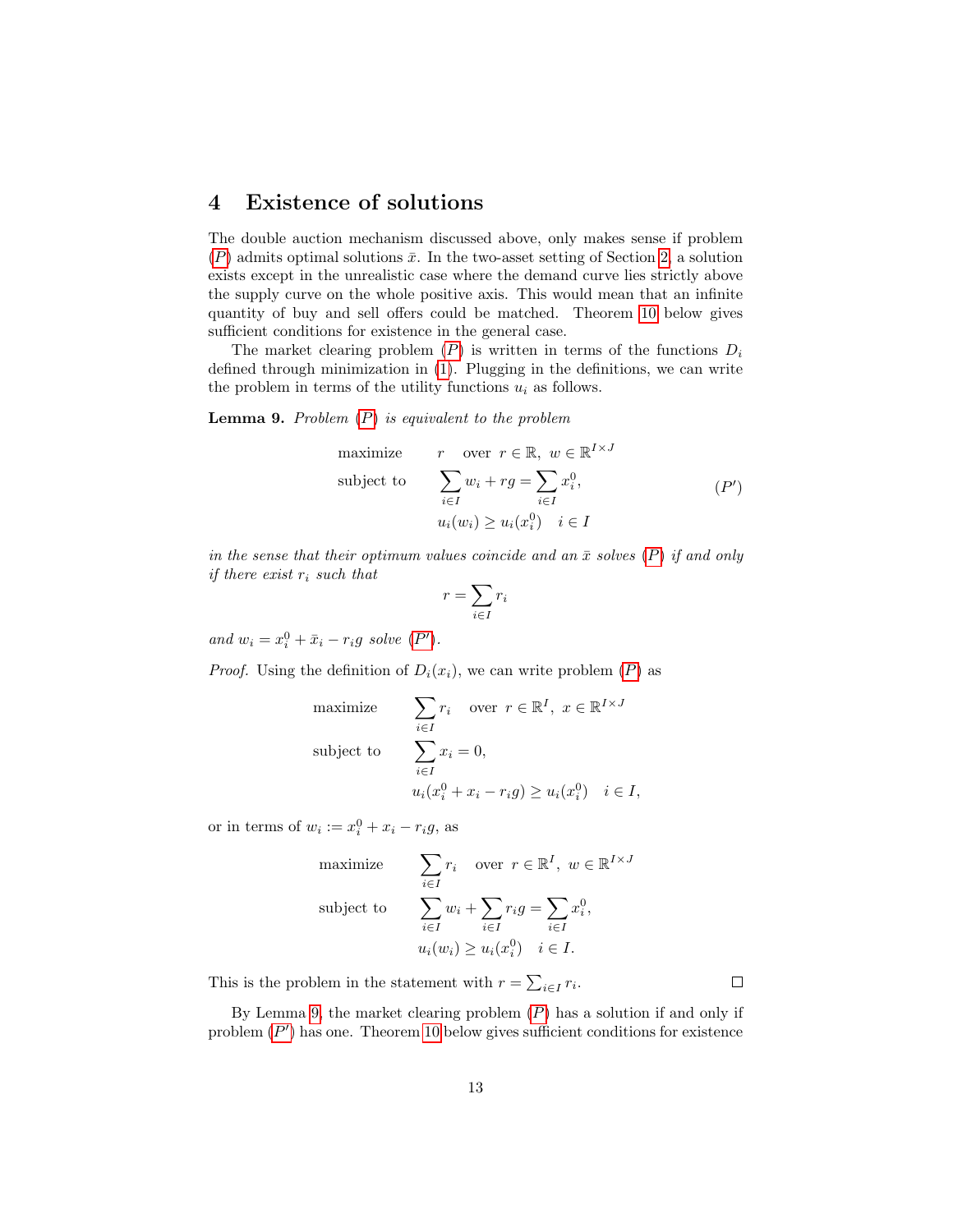## 4 Existence of solutions

The double auction mechanism discussed above, only makes sense if problem ($P$) admits optimal solutions $\bar{x}$. In the two-asset setting of Section 2, a solution exists except in the unrealistic case where the demand curve lies strictly above the supply curve on the whole positive axis. This would mean that an infinite quantity of buy and sell offers could be matched. Theorem 10 below gives sufficient conditions for existence in the general case.

The market clearing problem ($P$) is written in terms of the functions $D_i$ defined through minimization in (1). Plugging in the definitions, we can write the problem in terms of the utility functions $u_i$ as follows.

**Lemma 9.** *Problem ($P$) is equivalent to the problem*

$$\begin{aligned} &\text{maximize} && r \quad \text{over } r \in \mathbb{R},\ w \in \mathbb{R}^{I \times J} \\ &\text{subject to} && \sum_{i \in I} w_i + rg = \sum_{i \in I} x_i^0, \\ &&& u_i(w_i) \geq u_i(x_i^0) \quad i \in I \end{aligned} \tag{$P'$}$$

*in the sense that their optimum values coincide and an $\bar{x}$ solves ($P$) if and only if there exist $r_i$ such that*

$$r = \sum_{i \in I} r_i$$

*and $w_i = x_i^0 + \bar{x}_i - r_i g$ solve ($P'$).*

*Proof.* Using the definition of $D_i(x_i)$, we can write problem ($P$) as

$$\begin{aligned} &\text{maximize} && \sum_{i \in I} r_i \quad \text{over } r \in \mathbb{R}^I,\ x \in \mathbb{R}^{I \times J} \\ &\text{subject to} && \sum_{i \in I} x_i = 0, \\ &&& u_i(x_i^0 + x_i - r_i g) \geq u_i(x_i^0) \quad i \in I, \end{aligned}$$

or in terms of $w_i := x_i^0 + x_i - r_i g$, as

$$\begin{aligned} &\text{maximize} && \sum_{i \in I} r_i \quad \text{over } r \in \mathbb{R}^I,\ w \in \mathbb{R}^{I \times J} \\ &\text{subject to} && \sum_{i \in I} w_i + \sum_{i \in I} r_i g = \sum_{i \in I} x_i^0, \\ &&& u_i(w_i) \geq u_i(x_i^0) \quad i \in I. \end{aligned}$$

This is the problem in the statement with $r = \sum_{i \in I} r_i$. ☐

By Lemma 9, the market clearing problem ($P$) has a solution if and only if problem ($P'$) has one. Theorem 10 below gives sufficient conditions for existence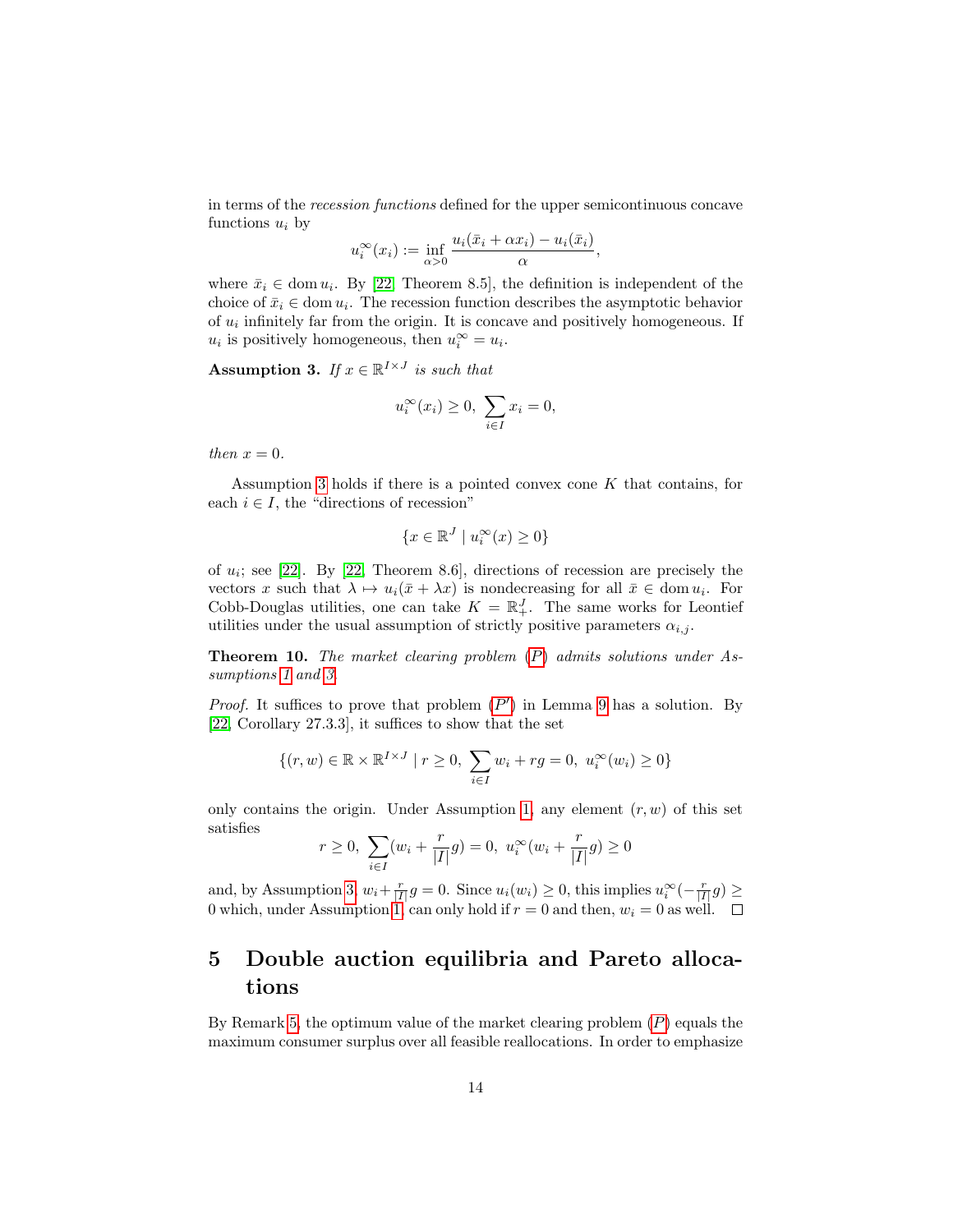in terms of the *recession functions* defined for the upper semicontinuous concave functions $u_i$ by

$$u_i^\infty(x_i) := \inf_{\alpha>0} \frac{u_i(\bar{x}_i + \alpha x_i) - u_i(\bar{x}_i)}{\alpha},$$

where $\bar{x}_i \in \operatorname{dom} u_i$. By [22, Theorem 8.5], the definition is independent of the choice of $\bar{x}_i \in \operatorname{dom} u_i$. The recession function describes the asymptotic behavior of $u_i$ infinitely far from the origin. It is concave and positively homogeneous. If $u_i$ is positively homogeneous, then $u_i^\infty = u_i$.

**Assumption 3.** *If $x \in \mathbb{R}^{I\times J}$ is such that*

$$u_i^\infty(x_i) \geq 0, \; \sum_{i\in I} x_i = 0,$$

*then $x = 0$.*

Assumption 3 holds if there is a pointed convex cone $K$ that contains, for each $i \in I$, the "directions of recession"

$$\{x \in \mathbb{R}^J \mid u_i^\infty(x) \geq 0\}$$

of $u_i$; see [22]. By [22, Theorem 8.6], directions of recession are precisely the vectors $x$ such that $\lambda \mapsto u_i(\bar{x} + \lambda x)$ is nondecreasing for all $\bar{x} \in \operatorname{dom} u_i$. For Cobb-Douglas utilities, one can take $K = \mathbb{R}^J_+$. The same works for Leontief utilities under the usual assumption of strictly positive parameters $\alpha_{i,j}$.

**Theorem 10.** *The market clearing problem ($P$) admits solutions under Assumptions 1 and 3.*

*Proof.* It suffices to prove that problem ($P'$) in Lemma 9 has a solution. By [22, Corollary 27.3.3], it suffices to show that the set

$$\{(r, w) \in \mathbb{R} \times \mathbb{R}^{I\times J} \mid r \geq 0, \; \sum_{i\in I} w_i + rg = 0, \; u_i^\infty(w_i) \geq 0\}$$

only contains the origin. Under Assumption 1, any element $(r, w)$ of this set satisfies

$$r \geq 0, \; \sum_{i\in I}(w_i + \frac{r}{|I|}g) = 0, \; u_i^\infty(w_i + \frac{r}{|I|}g) \geq 0$$

and, by Assumption 3, $w_i + \frac{r}{|I|}g = 0$. Since $u_i(w_i) \geq 0$, this implies $u_i^\infty(-\frac{r}{|I|}g) \geq 0$ which, under Assumption 1, can only hold if $r = 0$ and then, $w_i = 0$ as well. $\square$

# 5 Double auction equilibria and Pareto allocations

By Remark 5, the optimum value of the market clearing problem ($P$) equals the maximum consumer surplus over all feasible reallocations. In order to emphasize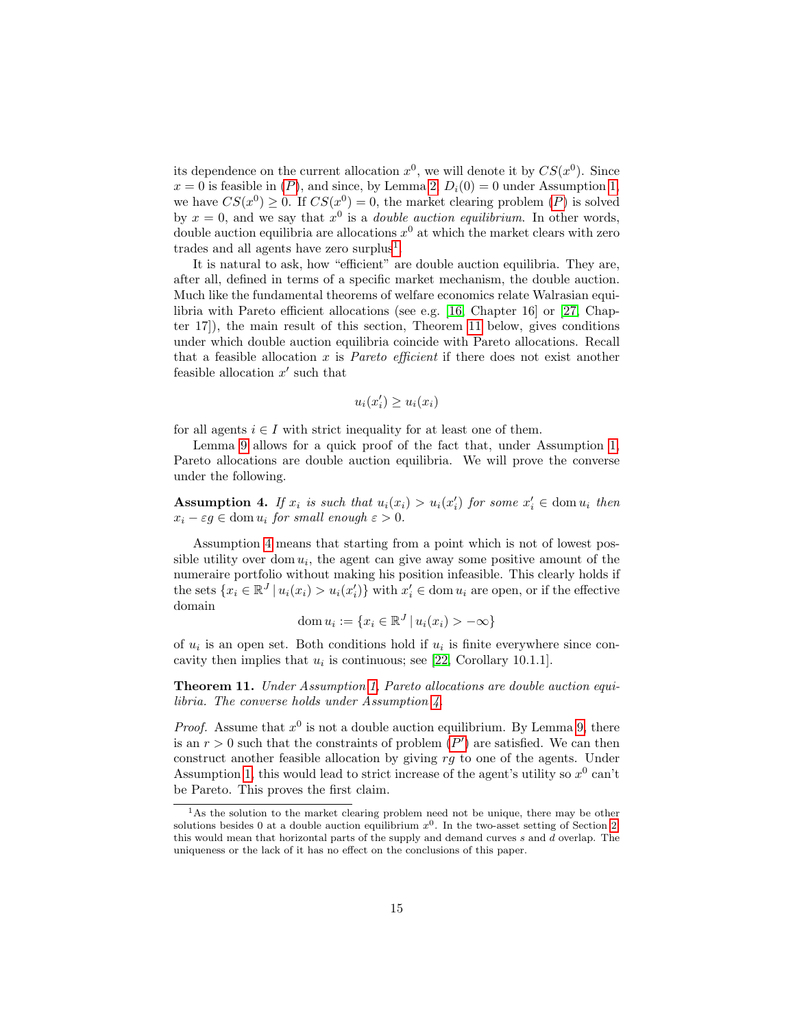its dependence on the current allocation $x^0$, we will denote it by $CS(x^0)$. Since $x = 0$ is feasible in ($P$), and since, by Lemma 2, $D_i(0) = 0$ under Assumption 1, we have $CS(x^0) \geq 0$. If $CS(x^0) = 0$, the market clearing problem ($P$) is solved by $x = 0$, and we say that $x^0$ is a *double auction equilibrium*. In other words, double auction equilibria are allocations $x^0$ at which the market clears with zero trades and all agents have zero surplus[1].

It is natural to ask, how "efficient" are double auction equilibria. They are, after all, defined in terms of a specific market mechanism, the double auction. Much like the fundamental theorems of welfare economics relate Walrasian equilibria with Pareto efficient allocations (see e.g. [16, Chapter 16] or [27, Chapter 17]), the main result of this section, Theorem 11 below, gives conditions under which double auction equilibria coincide with Pareto allocations. Recall that a feasible allocation $x$ is *Pareto efficient* if there does not exist another feasible allocation $x'$ such that

$$u_i(x_i') \geq u_i(x_i)$$

for all agents $i \in I$ with strict inequality for at least one of them.

Lemma 9 allows for a quick proof of the fact that, under Assumption 1, Pareto allocations are double auction equilibria. We will prove the converse under the following.

**Assumption 4.** *If $x_i$ is such that $u_i(x_i) > u_i(x_i')$ for some $x_i' \in \operatorname{dom} u_i$ then $x_i - \varepsilon g \in \operatorname{dom} u_i$ for small enough $\varepsilon > 0$.*

Assumption 4 means that starting from a point which is not of lowest possible utility over $\operatorname{dom} u_i$, the agent can give away some positive amount of the numeraire portfolio without making his position infeasible. This clearly holds if the sets $\{x_i \in \mathbb{R}^J \mid u_i(x_i) > u_i(x_i')\}$ with $x_i' \in \operatorname{dom} u_i$ are open, or if the effective domain

$$\operatorname{dom} u_i := \{x_i \in \mathbb{R}^J \mid u_i(x_i) > -\infty\}$$

of $u_i$ is an open set. Both conditions hold if $u_i$ is finite everywhere since concavity then implies that $u_i$ is continuous; see [22, Corollary 10.1.1].

**Theorem 11.** *Under Assumption 1, Pareto allocations are double auction equilibria. The converse holds under Assumption 4.*

*Proof.* Assume that $x^0$ is not a double auction equilibrium. By Lemma 9, there is an $r > 0$ such that the constraints of problem ($P'$) are satisfied. We can then construct another feasible allocation by giving $rg$ to one of the agents. Under Assumption 1, this would lead to strict increase of the agent's utility so $x^0$ can't be Pareto. This proves the first claim.

---

[1] As the solution to the market clearing problem need not be unique, there may be other solutions besides 0 at a double auction equilibrium $x^0$. In the two-asset setting of Section 2, this would mean that horizontal parts of the supply and demand curves $s$ and $d$ overlap. The uniqueness or the lack of it has no effect on the conclusions of this paper.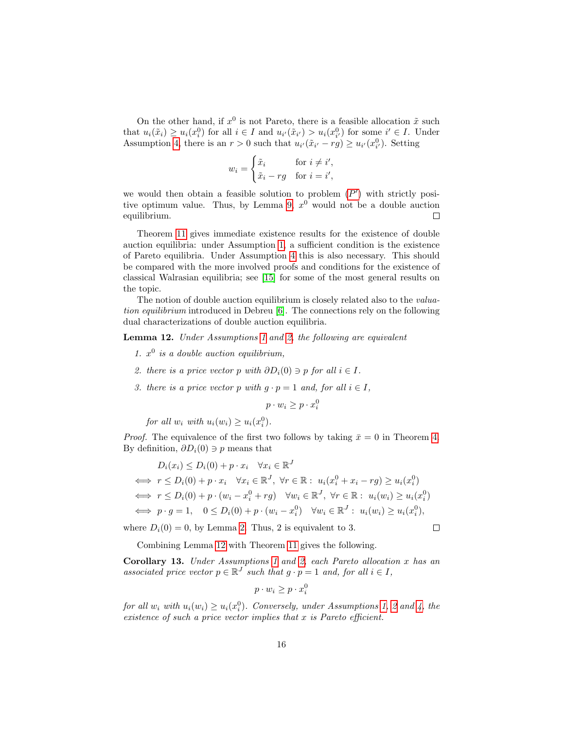On the other hand, if $x^0$ is not Pareto, there is a feasible allocation $\tilde{x}$ such that $u_i(\tilde{x}_i) \geq u_i(x_i^0)$ for all $i \in I$ and $u_{i'}(\tilde{x}_{i'}) > u_i(x_{i'}^0)$ for some $i' \in I$. Under Assumption 4, there is an $r > 0$ such that $u_{i'}(\tilde{x}_{i'} - rg) \geq u_{i'}(x_{i'}^0)$. Setting

$$w_i = \begin{cases} \tilde{x}_i & \text{for } i \neq i', \\ \tilde{x}_i - rg & \text{for } i = i', \end{cases}$$

we would then obtain a feasible solution to problem ($P'$) with strictly positive optimum value. Thus, by Lemma 9, $x^0$ would not be a double auction equilibrium. □

Theorem 11 gives immediate existence results for the existence of double auction equilibria: under Assumption 1, a sufficient condition is the existence of Pareto equilibria. Under Assumption 4 this is also necessary. This should be compared with the more involved proofs and conditions for the existence of classical Walrasian equilibria; see [15] for some of the most general results on the topic.

The notion of double auction equilibrium is closely related also to the *valuation equilibrium* introduced in Debreu [6]. The connections rely on the following dual characterizations of double auction equilibria.

**Lemma 12.** *Under Assumptions 1 and 2, the following are equivalent*

1. *$x^0$ is a double auction equilibrium,*
2. *there is a price vector $p$ with $\partial D_i(0) \ni p$ for all $i \in I$.*
3. *there is a price vector $p$ with $g \cdot p = 1$ and, for all $i \in I$,*

$$p \cdot w_i \geq p \cdot x_i^0$$

*for all $w_i$ with $u_i(w_i) \geq u_i(x_i^0)$.*

*Proof.* The equivalence of the first two follows by taking $\bar{x} = 0$ in Theorem 4. By definition, $\partial D_i(0) \ni p$ means that

$$\begin{aligned}
& D_i(x_i) \leq D_i(0) + p \cdot x_i \quad \forall x_i \in \mathbb{R}^J \\
\iff\ & r \leq D_i(0) + p \cdot x_i \quad \forall x_i \in \mathbb{R}^J,\ \forall r \in \mathbb{R} :\ u_i(x_i^0 + x_i - rg) \geq u_i(x_i^0) \\
\iff\ & r \leq D_i(0) + p \cdot (w_i - x_i^0 + rg) \quad \forall w_i \in \mathbb{R}^J,\ \forall r \in \mathbb{R} :\ u_i(w_i) \geq u_i(x_i^0) \\
\iff\ & p \cdot g = 1, \quad 0 \leq D_i(0) + p \cdot (w_i - x_i^0) \quad \forall w_i \in \mathbb{R}^J :\ u_i(w_i) \geq u_i(x_i^0),
\end{aligned}$$

where $D_i(0) = 0$, by Lemma 2. Thus, 2 is equivalent to 3. □

Combining Lemma 12 with Theorem 11 gives the following.

**Corollary 13.** *Under Assumptions 1 and 2, each Pareto allocation $x$ has an associated price vector $p \in \mathbb{R}^J$ such that $g \cdot p = 1$ and, for all $i \in I$,*

$$p \cdot w_i \geq p \cdot x_i^0$$

*for all $w_i$ with $u_i(w_i) \geq u_i(x_i^0)$. Conversely, under Assumptions 1, 2 and 4, the existence of such a price vector implies that $x$ is Pareto efficient.*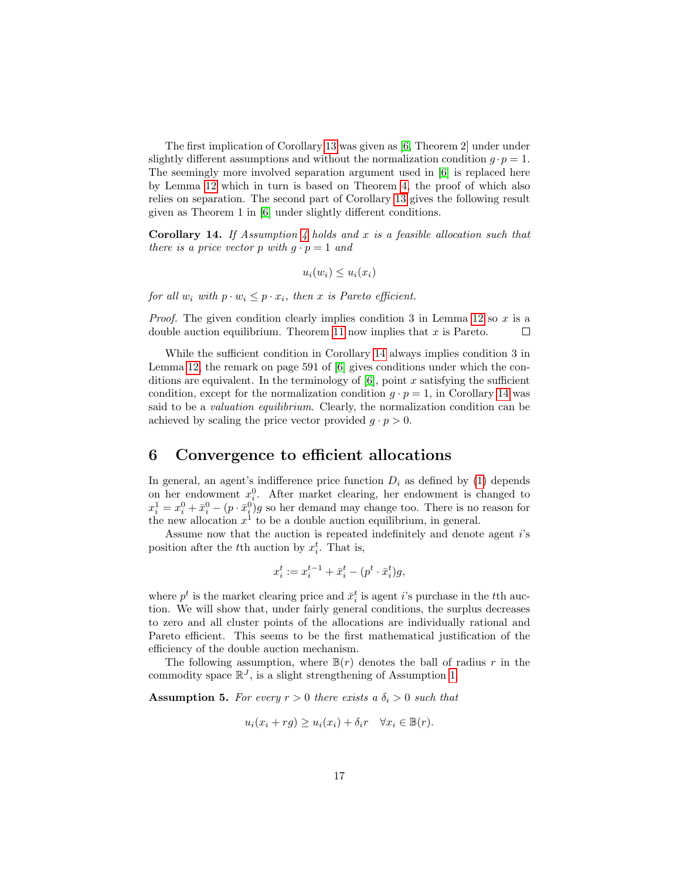The first implication of Corollary 13 was given as [6, Theorem 2] under under slightly different assumptions and without the normalization condition $g \cdot p = 1$. The seemingly more involved separation argument used in [6] is replaced here by Lemma 12 which in turn is based on Theorem 4, the proof of which also relies on separation. The second part of Corollary 13 gives the following result given as Theorem 1 in [6] under slightly different conditions.

**Corollary 14.** *If Assumption 4 holds and $x$ is a feasible allocation such that there is a price vector $p$ with $g \cdot p = 1$ and*

$$u_i(w_i) \le u_i(x_i)$$

*for all $w_i$ with $p \cdot w_i \le p \cdot x_i$, then $x$ is Pareto efficient.*

*Proof.* The given condition clearly implies condition 3 in Lemma 12 so $x$ is a double auction equilibrium. Theorem 11 now implies that $x$ is Pareto. □

While the sufficient condition in Corollary 14 always implies condition 3 in Lemma 12, the remark on page 591 of [6] gives conditions under which the conditions are equivalent. In the terminology of [6], point $x$ satisfying the sufficient condition, except for the normalization condition $g \cdot p = 1$, in Corollary 14 was said to be a *valuation equilibrium*. Clearly, the normalization condition can be achieved by scaling the price vector provided $g \cdot p > 0$.

## 6 Convergence to efficient allocations

In general, an agent's indifference price function $D_i$ as defined by (1) depends on her endowment $x_i^0$. After market clearing, her endowment is changed to $x_i^1 = x_i^0 + \bar{x}_i^0 - (p \cdot \bar{x}_i^0)g$ so her demand may change too. There is no reason for the new allocation $x^1$ to be a double auction equilibrium, in general.

Assume now that the auction is repeated indefinitely and denote agent $i$'s position after the $t$th auction by $x_i^t$. That is,

$$x_i^t := x_i^{t-1} + \bar{x}_i^t - (p^t \cdot \bar{x}_i^t)g,$$

where $p^t$ is the market clearing price and $\bar{x}_i^t$ is agent $i$'s purchase in the $t$th auction. We will show that, under fairly general conditions, the surplus decreases to zero and all cluster points of the allocations are individually rational and Pareto efficient. This seems to be the first mathematical justification of the efficiency of the double auction mechanism.

The following assumption, where $\mathbb{B}(r)$ denotes the ball of radius $r$ in the commodity space $\mathbb{R}^J$, is a slight strengthening of Assumption 1.

**Assumption 5.** *For every $r > 0$ there exists a $\delta_i > 0$ such that*

$$u_i(x_i + rg) \ge u_i(x_i) + \delta_i r \quad \forall x_i \in \mathbb{B}(r).$$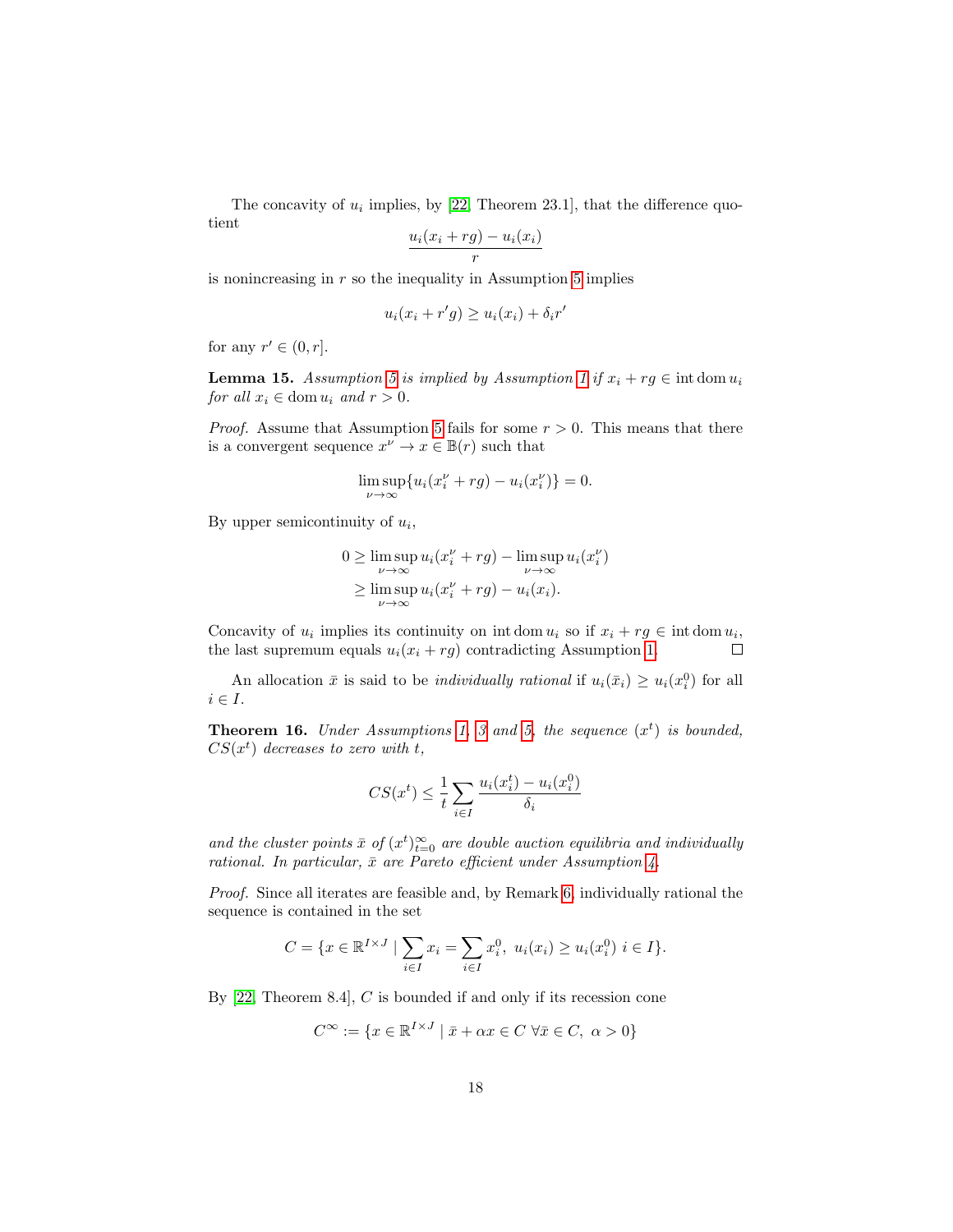The concavity of $u_i$ implies, by [22, Theorem 23.1], that the difference quotient

$$\frac{u_i(x_i + rg) - u_i(x_i)}{r}$$

is nonincreasing in $r$ so the inequality in Assumption 5 implies

$$u_i(x_i + r'g) \geq u_i(x_i) + \delta_i r'$$

for any $r' \in (0, r]$.

**Lemma 15.** *Assumption 5 is implied by Assumption 1 if $x_i + rg \in \operatorname{int} \operatorname{dom} u_i$ for all $x_i \in \operatorname{dom} u_i$ and $r > 0$.*

*Proof.* Assume that Assumption 5 fails for some $r > 0$. This means that there is a convergent sequence $x^\nu \to x \in \mathbb{B}(r)$ such that

$$\limsup_{\nu \to \infty} \{u_i(x_i^\nu + rg) - u_i(x_i^\nu)\} = 0.$$

By upper semicontinuity of $u_i$,

$$\begin{aligned} 0 &\geq \limsup_{\nu \to \infty} u_i(x_i^\nu + rg) - \limsup_{\nu \to \infty} u_i(x_i^\nu) \\ &\geq \limsup_{\nu \to \infty} u_i(x_i^\nu + rg) - u_i(x_i). \end{aligned}$$

Concavity of $u_i$ implies its continuity on $\operatorname{int} \operatorname{dom} u_i$ so if $x_i + rg \in \operatorname{int} \operatorname{dom} u_i$, the last supremum equals $u_i(x_i + rg)$ contradicting Assumption 1. $\square$

An allocation $\bar{x}$ is said to be *individually rational* if $u_i(\bar{x}_i) \geq u_i(x_i^0)$ for all $i \in I$.

**Theorem 16.** *Under Assumptions 1, 3 and 5, the sequence $(x^t)$ is bounded, $CS(x^t)$ decreases to zero with $t$,*

$$CS(x^t) \leq \frac{1}{t} \sum_{i \in I} \frac{u_i(x_i^t) - u_i(x_i^0)}{\delta_i}$$

*and the cluster points $\bar{x}$ of $(x^t)_{t=0}^\infty$ are double auction equilibria and individually rational. In particular, $\bar{x}$ are Pareto efficient under Assumption 4.*

*Proof.* Since all iterates are feasible and, by Remark 6, individually rational the sequence is contained in the set

$$C = \{x \in \mathbb{R}^{I \times J} \mid \sum_{i \in I} x_i = \sum_{i \in I} x_i^0,\ u_i(x_i) \geq u_i(x_i^0)\ i \in I\}.$$

By [22, Theorem 8.4], $C$ is bounded if and only if its recession cone

$$C^\infty := \{x \in \mathbb{R}^{I \times J} \mid \bar{x} + \alpha x \in C\ \forall \bar{x} \in C,\ \alpha > 0\}$$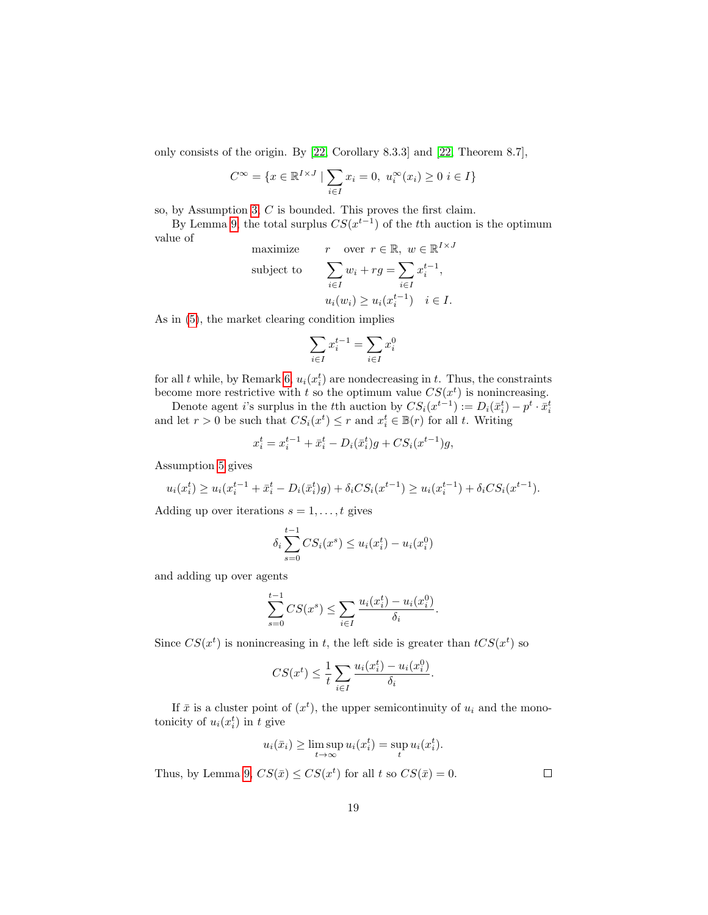only consists of the origin. By [22, Corollary 8.3.3] and [22, Theorem 8.7],

$$C^\infty = \{x \in \mathbb{R}^{I\times J} \mid \sum_{i\in I} x_i = 0,\ u_i^\infty(x_i) \geq 0\ i \in I\}$$

so, by Assumption 3, $C$ is bounded. This proves the first claim.

By Lemma 9, the total surplus $CS(x^{t-1})$ of the $t$th auction is the optimum value of

$$\begin{array}{ll} \text{maximize} & r \quad \text{over}\ r \in \mathbb{R},\ w \in \mathbb{R}^{I\times J} \\ \text{subject to} & \displaystyle\sum_{i\in I} w_i + rg = \sum_{i\in I} x_i^{t-1}, \\ & u_i(w_i) \geq u_i(x_i^{t-1}) \quad i \in I. \end{array}$$

As in (5), the market clearing condition implies

$$\sum_{i\in I} x_i^{t-1} = \sum_{i\in I} x_i^0$$

for all $t$ while, by Remark 6, $u_i(x_i^t)$ are nondecreasing in $t$. Thus, the constraints become more restrictive with $t$ so the optimum value $CS(x^t)$ is nonincreasing.

Denote agent $i$'s surplus in the $t$th auction by $CS_i(x^{t-1}) := D_i(\bar{x}_i^t) - p^t \cdot \bar{x}_i^t$ and let $r > 0$ be such that $CS_i(x^t) \leq r$ and $x_i^t \in \mathbb{B}(r)$ for all $t$. Writing

$$x_i^t = x_i^{t-1} + \bar{x}_i^t - D_i(\bar{x}_i^t)g + CS_i(x^{t-1})g,$$

Assumption 5 gives

$$u_i(x_i^t) \geq u_i(x_i^{t-1} + \bar{x}_i^t - D_i(\bar{x}_i^t)g) + \delta_i CS_i(x^{t-1}) \geq u_i(x_i^{t-1}) + \delta_i CS_i(x^{t-1}).$$

Adding up over iterations $s = 1, \ldots, t$ gives

$$\delta_i \sum_{s=0}^{t-1} CS_i(x^s) \leq u_i(x_i^t) - u_i(x_i^0)$$

and adding up over agents

$$\sum_{s=0}^{t-1} CS(x^s) \leq \sum_{i\in I} \frac{u_i(x_i^t) - u_i(x_i^0)}{\delta_i}.$$

Since $CS(x^t)$ is nonincreasing in $t$, the left side is greater than $tCS(x^t)$ so

$$CS(x^t) \leq \frac{1}{t} \sum_{i\in I} \frac{u_i(x_i^t) - u_i(x_i^0)}{\delta_i}.$$

If $\bar{x}$ is a cluster point of $(x^t)$, the upper semicontinuity of $u_i$ and the monotonicity of $u_i(x_i^t)$ in $t$ give

$$u_i(\bar{x}_i) \geq \limsup_{t\to\infty} u_i(x_i^t) = \sup_t u_i(x_i^t).$$

Thus, by Lemma 9, $CS(\bar{x}) \leq CS(x^t)$ for all $t$ so $CS(\bar{x}) = 0$. □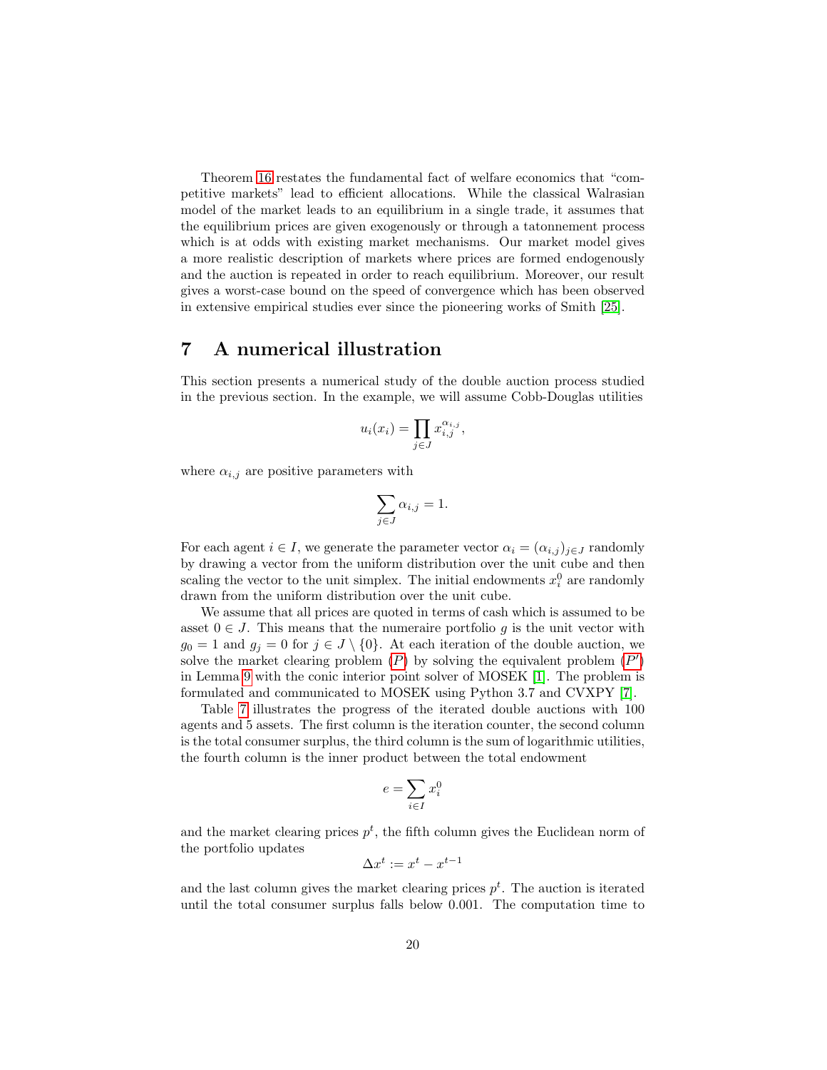Theorem 16 restates the fundamental fact of welfare economics that "competitive markets" lead to efficient allocations. While the classical Walrasian model of the market leads to an equilibrium in a single trade, it assumes that the equilibrium prices are given exogenously or through a tatonnement process which is at odds with existing market mechanisms. Our market model gives a more realistic description of markets where prices are formed endogenously and the auction is repeated in order to reach equilibrium. Moreover, our result gives a worst-case bound on the speed of convergence which has been observed in extensive empirical studies ever since the pioneering works of Smith [25].

## 7 A numerical illustration

This section presents a numerical study of the double auction process studied in the previous section. In the example, we will assume Cobb-Douglas utilities

$$u_i(x_i) = \prod_{j \in J} x_{i,j}^{\alpha_{i,j}},$$

where $\alpha_{i,j}$ are positive parameters with

$$\sum_{j \in J} \alpha_{i,j} = 1.$$

For each agent $i \in I$, we generate the parameter vector $\alpha_i = (\alpha_{i,j})_{j \in J}$ randomly by drawing a vector from the uniform distribution over the unit cube and then scaling the vector to the unit simplex. The initial endowments $x_i^0$ are randomly drawn from the uniform distribution over the unit cube.

We assume that all prices are quoted in terms of cash which is assumed to be asset $0 \in J$. This means that the numeraire portfolio $g$ is the unit vector with $g_0 = 1$ and $g_j = 0$ for $j \in J \setminus \{0\}$. At each iteration of the double auction, we solve the market clearing problem ($P$) by solving the equivalent problem ($P'$) in Lemma 9 with the conic interior point solver of MOSEK [1]. The problem is formulated and communicated to MOSEK using Python 3.7 and CVXPY [7].

Table 7 illustrates the progress of the iterated double auctions with 100 agents and 5 assets. The first column is the iteration counter, the second column is the total consumer surplus, the third column is the sum of logarithmic utilities, the fourth column is the inner product between the total endowment

$$e = \sum_{i \in I} x_i^0$$

and the market clearing prices $p^t$, the fifth column gives the Euclidean norm of the portfolio updates

$$\Delta x^t := x^t - x^{t-1}$$

and the last column gives the market clearing prices $p^t$. The auction is iterated until the total consumer surplus falls below 0.001. The computation time to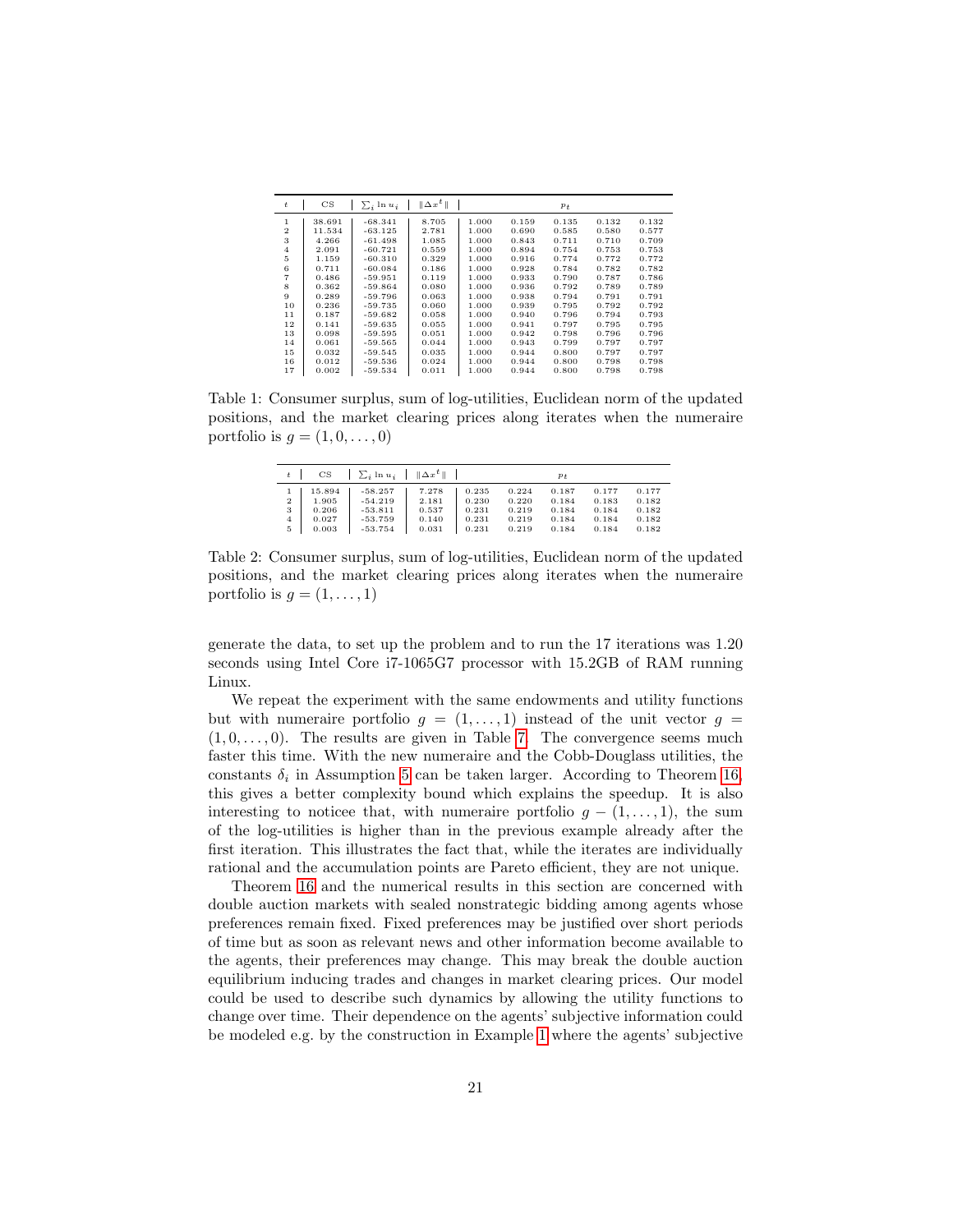| $t$ | CS | $\sum_i \ln u_i$ | $\|\Delta x^t\|$ | $p_t$ | | | | |
|---|---|---|---|---|---|---|---|---|
| 1 | 38.691 | -68.341 | 8.705 | 1.000 | 0.159 | 0.135 | 0.132 | 0.132 |
| 2 | 11.534 | -63.125 | 2.781 | 1.000 | 0.690 | 0.585 | 0.580 | 0.577 |
| 3 | 4.266 | -61.498 | 1.085 | 1.000 | 0.843 | 0.711 | 0.710 | 0.709 |
| 4 | 2.091 | -60.721 | 0.559 | 1.000 | 0.894 | 0.754 | 0.753 | 0.753 |
| 5 | 1.159 | -60.310 | 0.329 | 1.000 | 0.916 | 0.774 | 0.772 | 0.772 |
| 6 | 0.711 | -60.084 | 0.186 | 1.000 | 0.928 | 0.784 | 0.782 | 0.782 |
| 7 | 0.486 | -59.951 | 0.119 | 1.000 | 0.933 | 0.790 | 0.787 | 0.786 |
| 8 | 0.362 | -59.864 | 0.080 | 1.000 | 0.936 | 0.792 | 0.789 | 0.789 |
| 9 | 0.289 | -59.796 | 0.063 | 1.000 | 0.938 | 0.794 | 0.791 | 0.791 |
| 10 | 0.236 | -59.735 | 0.060 | 1.000 | 0.939 | 0.795 | 0.792 | 0.792 |
| 11 | 0.187 | -59.682 | 0.058 | 1.000 | 0.940 | 0.796 | 0.794 | 0.793 |
| 12 | 0.141 | -59.635 | 0.055 | 1.000 | 0.941 | 0.797 | 0.795 | 0.795 |
| 13 | 0.098 | -59.595 | 0.051 | 1.000 | 0.942 | 0.798 | 0.796 | 0.796 |
| 14 | 0.061 | -59.565 | 0.044 | 1.000 | 0.943 | 0.799 | 0.797 | 0.797 |
| 15 | 0.032 | -59.545 | 0.035 | 1.000 | 0.944 | 0.800 | 0.797 | 0.797 |
| 16 | 0.012 | -59.536 | 0.024 | 1.000 | 0.944 | 0.800 | 0.798 | 0.798 |
| 17 | 0.002 | -59.534 | 0.011 | 1.000 | 0.944 | 0.800 | 0.798 | 0.798 |

Table 1: Consumer surplus, sum of log-utilities, Euclidean norm of the updated positions, and the market clearing prices along iterates when the numeraire portfolio is $g = (1, 0, \dots, 0)$

| $t$ | CS | $\sum_i \ln u_i$ | $\|\Delta x^t\|$ | $p_t$ | | | | |
|---|---|---|---|---|---|---|---|---|
| 1 | 15.894 | -58.257 | 7.278 | 0.235 | 0.224 | 0.187 | 0.177 | 0.177 |
| 2 | 1.905 | -54.219 | 2.181 | 0.230 | 0.220 | 0.184 | 0.183 | 0.182 |
| 3 | 0.206 | -53.811 | 0.537 | 0.231 | 0.219 | 0.184 | 0.184 | 0.182 |
| 4 | 0.027 | -53.759 | 0.140 | 0.231 | 0.219 | 0.184 | 0.184 | 0.182 |
| 5 | 0.003 | -53.754 | 0.031 | 0.231 | 0.219 | 0.184 | 0.184 | 0.182 |

Table 2: Consumer surplus, sum of log-utilities, Euclidean norm of the updated positions, and the market clearing prices along iterates when the numeraire portfolio is $g = (1, \dots, 1)$

generate the data, to set up the problem and to run the 17 iterations was 1.20 seconds using Intel Core i7-1065G7 processor with 15.2GB of RAM running Linux.

We repeat the experiment with the same endowments and utility functions but with numeraire portfolio $g = (1, \dots, 1)$ instead of the unit vector $g = (1, 0, \dots, 0)$. The results are given in Table 7. The convergence seems much faster this time. With the new numeraire and the Cobb-Douglass utilities, the constants $\delta_i$ in Assumption 5 can be taken larger. According to Theorem 16, this gives a better complexity bound which explains the speedup. It is also interesting to noticee that, with numeraire portfolio $g - (1, \dots, 1)$, the sum of the log-utilities is higher than in the previous example already after the first iteration. This illustrates the fact that, while the iterates are individually rational and the accumulation points are Pareto efficient, they are not unique.

Theorem 16 and the numerical results in this section are concerned with double auction markets with sealed nonstrategic bidding among agents whose preferences remain fixed. Fixed preferences may be justified over short periods of time but as soon as relevant news and other information become available to the agents, their preferences may change. This may break the double auction equilibrium inducing trades and changes in market clearing prices. Our model could be used to describe such dynamics by allowing the utility functions to change over time. Their dependence on the agents' subjective information could be modeled e.g. by the construction in Example 1 where the agents' subjective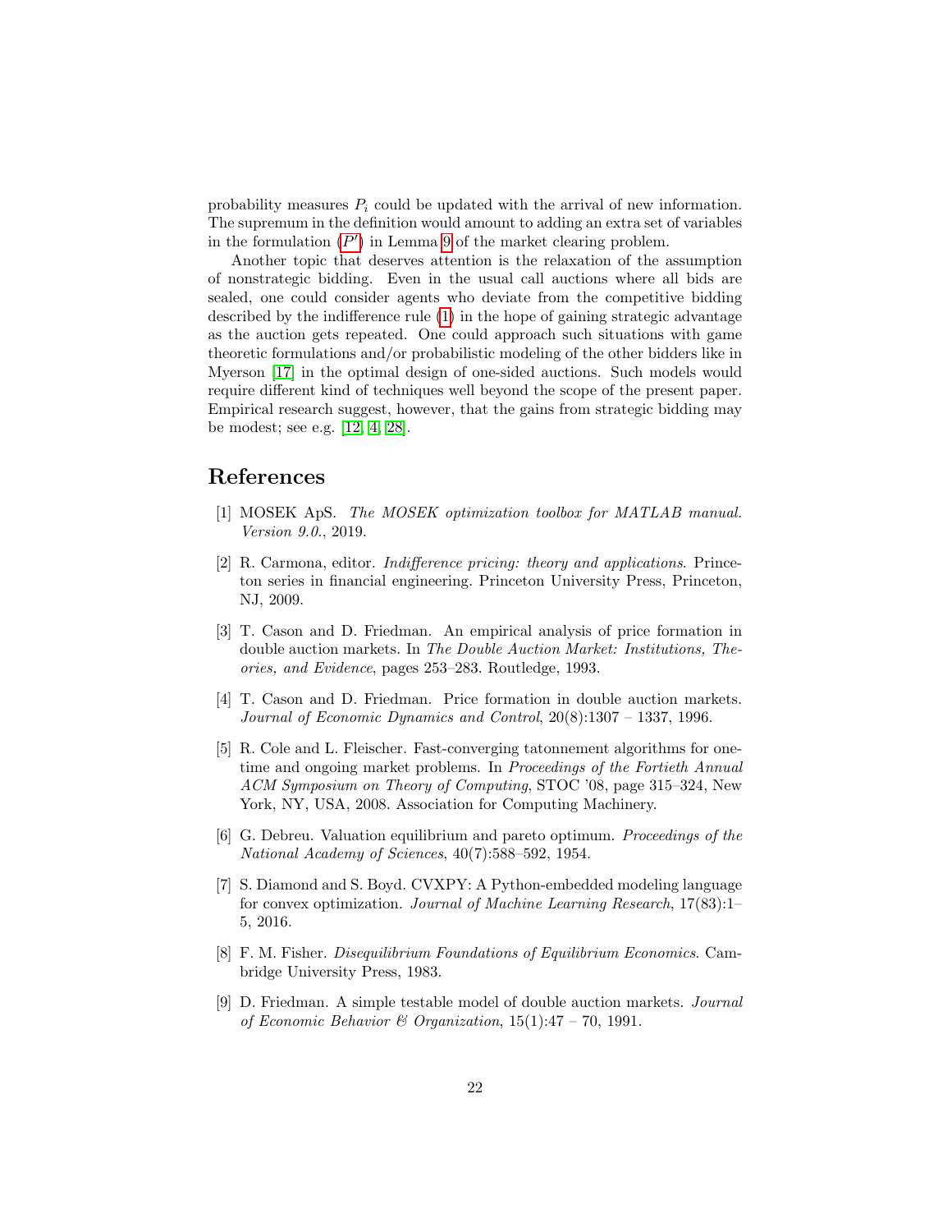probability measures $P_i$ could be updated with the arrival of new information. The supremum in the definition would amount to adding an extra set of variables in the formulation ($P'$) in Lemma 9 of the market clearing problem.

Another topic that deserves attention is the relaxation of the assumption of nonstrategic bidding. Even in the usual call auctions where all bids are sealed, one could consider agents who deviate from the competitive bidding described by the indifference rule (1) in the hope of gaining strategic advantage as the auction gets repeated. One could approach such situations with game theoretic formulations and/or probabilistic modeling of the other bidders like in Myerson [17] in the optimal design of one-sided auctions. Such models would require different kind of techniques well beyond the scope of the present paper. Empirical research suggest, however, that the gains from strategic bidding may be modest; see e.g. [12, 4, 28].

## References

[1] MOSEK ApS. *The MOSEK optimization toolbox for MATLAB manual. Version 9.0.*, 2019.

[2] R. Carmona, editor. *Indifference pricing: theory and applications*. Princeton series in financial engineering. Princeton University Press, Princeton, NJ, 2009.

[3] T. Cason and D. Friedman. An empirical analysis of price formation in double auction markets. In *The Double Auction Market: Institutions, Theories, and Evidence*, pages 253–283. Routledge, 1993.

[4] T. Cason and D. Friedman. Price formation in double auction markets. *Journal of Economic Dynamics and Control*, 20(8):1307 – 1337, 1996.

[5] R. Cole and L. Fleischer. Fast-converging tatonnement algorithms for one-time and ongoing market problems. In *Proceedings of the Fortieth Annual ACM Symposium on Theory of Computing*, STOC '08, page 315–324, New York, NY, USA, 2008. Association for Computing Machinery.

[6] G. Debreu. Valuation equilibrium and pareto optimum. *Proceedings of the National Academy of Sciences*, 40(7):588–592, 1954.

[7] S. Diamond and S. Boyd. CVXPY: A Python-embedded modeling language for convex optimization. *Journal of Machine Learning Research*, 17(83):1–5, 2016.

[8] F. M. Fisher. *Disequilibrium Foundations of Equilibrium Economics*. Cambridge University Press, 1983.

[9] D. Friedman. A simple testable model of double auction markets. *Journal of Economic Behavior & Organization*, 15(1):47 – 70, 1991.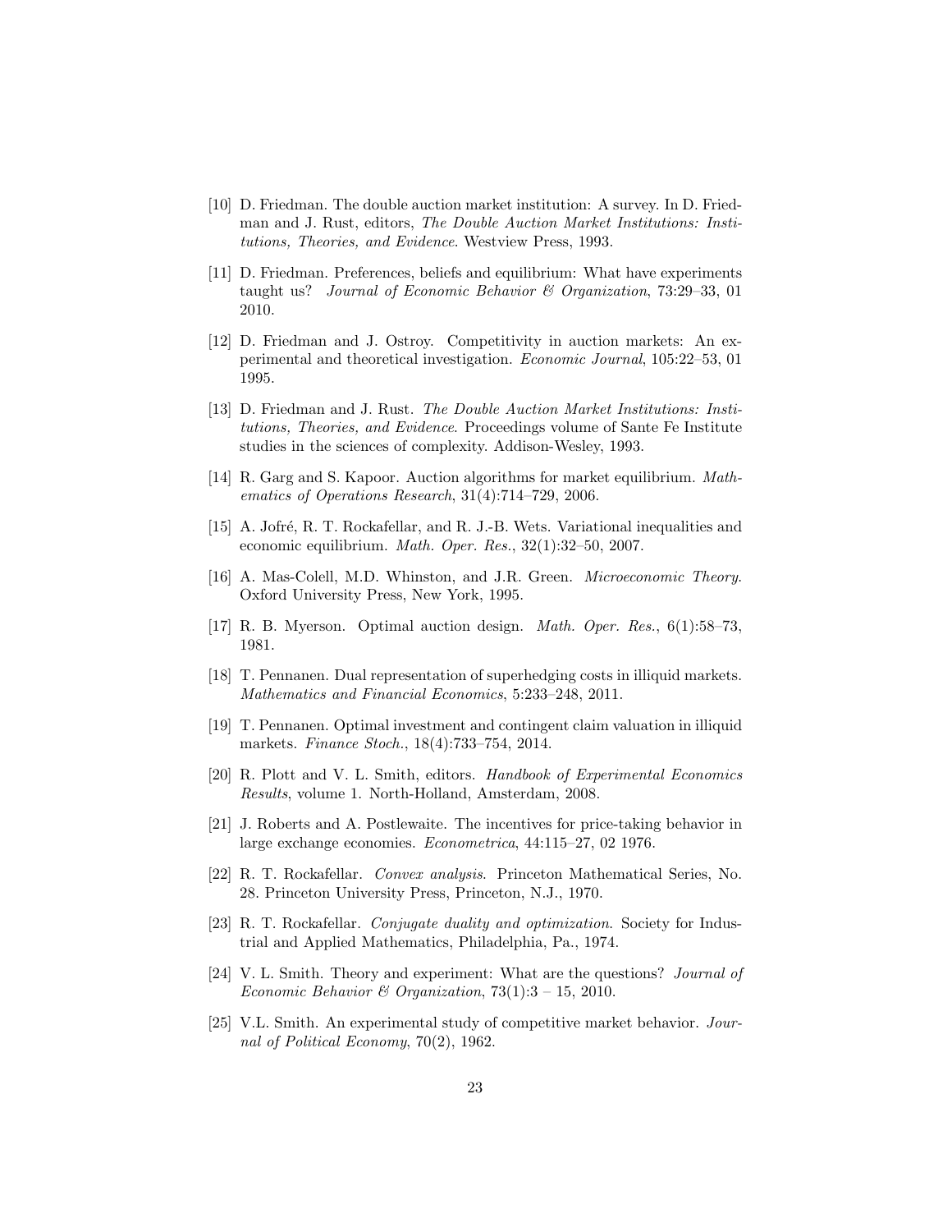[10] D. Friedman. The double auction market institution: A survey. In D. Friedman and J. Rust, editors, *The Double Auction Market Institutions: Institutions, Theories, and Evidence*. Westview Press, 1993.

[11] D. Friedman. Preferences, beliefs and equilibrium: What have experiments taught us? *Journal of Economic Behavior & Organization*, 73:29–33, 01 2010.

[12] D. Friedman and J. Ostroy. Competitivity in auction markets: An experimental and theoretical investigation. *Economic Journal*, 105:22–53, 01 1995.

[13] D. Friedman and J. Rust. *The Double Auction Market Institutions: Institutions, Theories, and Evidence*. Proceedings volume of Sante Fe Institute studies in the sciences of complexity. Addison-Wesley, 1993.

[14] R. Garg and S. Kapoor. Auction algorithms for market equilibrium. *Mathematics of Operations Research*, 31(4):714–729, 2006.

[15] A. Jofré, R. T. Rockafellar, and R. J.-B. Wets. Variational inequalities and economic equilibrium. *Math. Oper. Res.*, 32(1):32–50, 2007.

[16] A. Mas-Colell, M.D. Whinston, and J.R. Green. *Microeconomic Theory*. Oxford University Press, New York, 1995.

[17] R. B. Myerson. Optimal auction design. *Math. Oper. Res.*, 6(1):58–73, 1981.

[18] T. Pennanen. Dual representation of superhedging costs in illiquid markets. *Mathematics and Financial Economics*, 5:233–248, 2011.

[19] T. Pennanen. Optimal investment and contingent claim valuation in illiquid markets. *Finance Stoch.*, 18(4):733–754, 2014.

[20] R. Plott and V. L. Smith, editors. *Handbook of Experimental Economics Results*, volume 1. North-Holland, Amsterdam, 2008.

[21] J. Roberts and A. Postlewaite. The incentives for price-taking behavior in large exchange economies. *Econometrica*, 44:115–27, 02 1976.

[22] R. T. Rockafellar. *Convex analysis*. Princeton Mathematical Series, No. 28. Princeton University Press, Princeton, N.J., 1970.

[23] R. T. Rockafellar. *Conjugate duality and optimization*. Society for Industrial and Applied Mathematics, Philadelphia, Pa., 1974.

[24] V. L. Smith. Theory and experiment: What are the questions? *Journal of Economic Behavior & Organization*, 73(1):3 – 15, 2010.

[25] V.L. Smith. An experimental study of competitive market behavior. *Journal of Political Economy*, 70(2), 1962.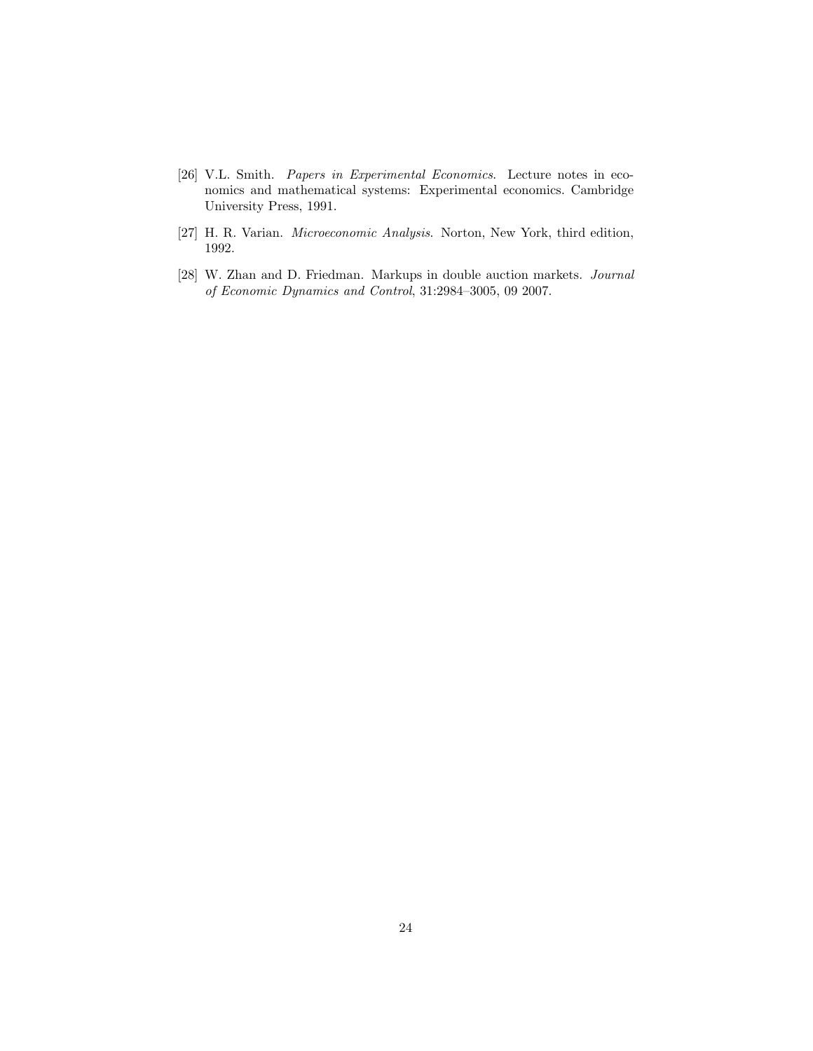[26] V.L. Smith. *Papers in Experimental Economics*. Lecture notes in economics and mathematical systems: Experimental economics. Cambridge University Press, 1991.

[27] H. R. Varian. *Microeconomic Analysis*. Norton, New York, third edition, 1992.

[28] W. Zhan and D. Friedman. Markups in double auction markets. *Journal of Economic Dynamics and Control*, 31:2984–3005, 09 2007.